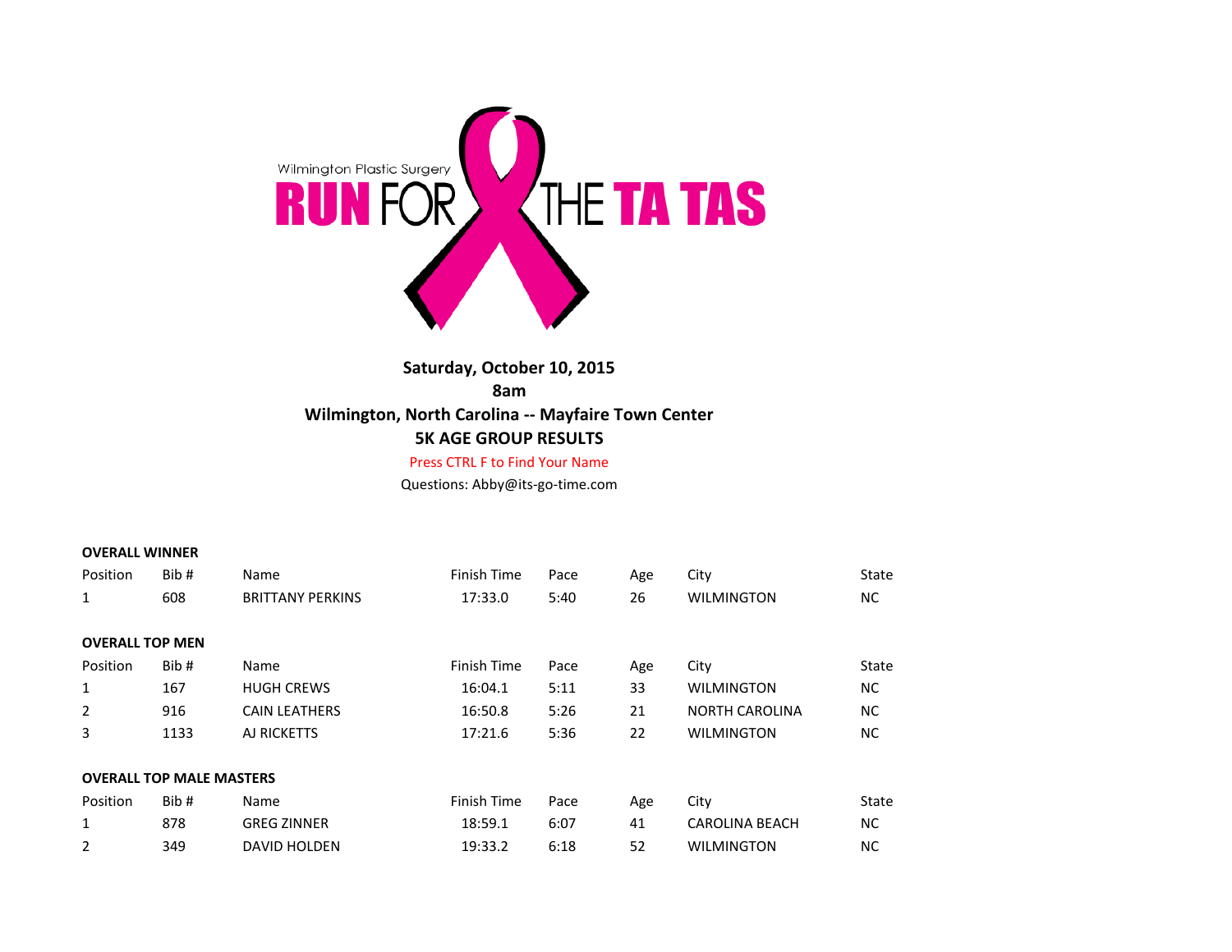Wilmington Plastic Surgery

# RUN FOR THE TA TAS

**Saturday, October 10, 2015**

**8am**

**Wilmington, North Carolina -- Mayfaire Town Center**

**5K AGE GROUP RESULTS**

Press CTRL F to Find Your Name

Questions: Abby@its-go-time.com

**OVERALL WINNER**

| Position | Bib # | Name | Finish Time | Pace | Age | City | State |
|---|---|---|---|---|---|---|---|
| 1 | 608 | BRITTANY PERKINS | 17:33.0 | 5:40 | 26 | WILMINGTON | NC |

**OVERALL TOP MEN**

| Position | Bib # | Name | Finish Time | Pace | Age | City | State |
|---|---|---|---|---|---|---|---|
| 1 | 167 | HUGH CREWS | 16:04.1 | 5:11 | 33 | WILMINGTON | NC |
| 2 | 916 | CAIN LEATHERS | 16:50.8 | 5:26 | 21 | NORTH CAROLINA | NC |
| 3 | 1133 | AJ RICKETTS | 17:21.6 | 5:36 | 22 | WILMINGTON | NC |

**OVERALL TOP MALE MASTERS**

| Position | Bib # | Name | Finish Time | Pace | Age | City | State |
|---|---|---|---|---|---|---|---|
| 1 | 878 | GREG ZINNER | 18:59.1 | 6:07 | 41 | CAROLINA BEACH | NC |
| 2 | 349 | DAVID HOLDEN | 19:33.2 | 6:18 | 52 | WILMINGTON | NC |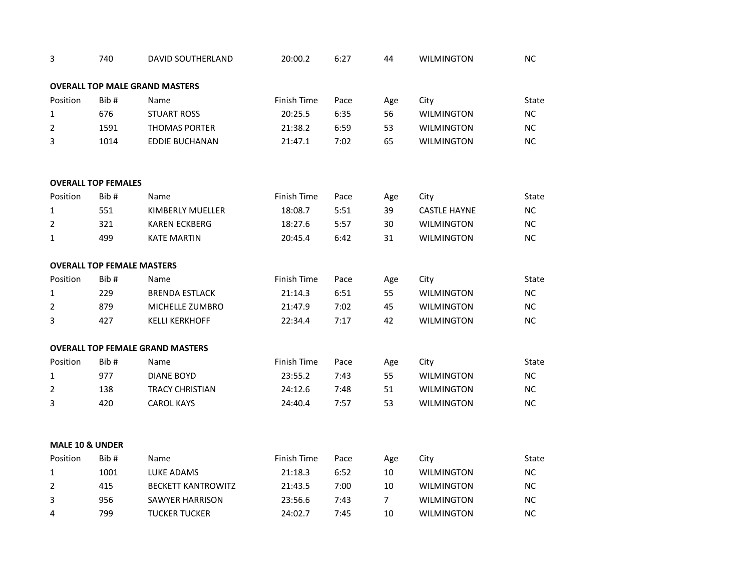| 3 | 740 | DAVID SOUTHERLAND | 20:00.2 | 6:27 | 44 | WILMINGTON | NC |
|---|---|---|---|---|---|---|---|

**OVERALL TOP MALE GRAND MASTERS**

| Position | Bib # | Name | Finish Time | Pace | Age | City | State |
|---|---|---|---|---|---|---|---|
| 1 | 676 | STUART ROSS | 20:25.5 | 6:35 | 56 | WILMINGTON | NC |
| 2 | 1591 | THOMAS PORTER | 21:38.2 | 6:59 | 53 | WILMINGTON | NC |
| 3 | 1014 | EDDIE BUCHANAN | 21:47.1 | 7:02 | 65 | WILMINGTON | NC |

**OVERALL TOP FEMALES**

| Position | Bib # | Name | Finish Time | Pace | Age | City | State |
|---|---|---|---|---|---|---|---|
| 1 | 551 | KIMBERLY MUELLER | 18:08.7 | 5:51 | 39 | CASTLE HAYNE | NC |
| 2 | 321 | KAREN ECKBERG | 18:27.6 | 5:57 | 30 | WILMINGTON | NC |
| 1 | 499 | KATE MARTIN | 20:45.4 | 6:42 | 31 | WILMINGTON | NC |

**OVERALL TOP FEMALE MASTERS**

| Position | Bib # | Name | Finish Time | Pace | Age | City | State |
|---|---|---|---|---|---|---|---|
| 1 | 229 | BRENDA ESTLACK | 21:14.3 | 6:51 | 55 | WILMINGTON | NC |
| 2 | 879 | MICHELLE ZUMBRO | 21:47.9 | 7:02 | 45 | WILMINGTON | NC |
| 3 | 427 | KELLI KERKHOFF | 22:34.4 | 7:17 | 42 | WILMINGTON | NC |

**OVERALL TOP FEMALE GRAND MASTERS**

| Position | Bib # | Name | Finish Time | Pace | Age | City | State |
|---|---|---|---|---|---|---|---|
| 1 | 977 | DIANE BOYD | 23:55.2 | 7:43 | 55 | WILMINGTON | NC |
| 2 | 138 | TRACY CHRISTIAN | 24:12.6 | 7:48 | 51 | WILMINGTON | NC |
| 3 | 420 | CAROL KAYS | 24:40.4 | 7:57 | 53 | WILMINGTON | NC |

**MALE 10 & UNDER**

| Position | Bib # | Name | Finish Time | Pace | Age | City | State |
|---|---|---|---|---|---|---|---|
| 1 | 1001 | LUKE ADAMS | 21:18.3 | 6:52 | 10 | WILMINGTON | NC |
| 2 | 415 | BECKETT KANTROWITZ | 21:43.5 | 7:00 | 10 | WILMINGTON | NC |
| 3 | 956 | SAWYER HARRISON | 23:56.6 | 7:43 | 7 | WILMINGTON | NC |
| 4 | 799 | TUCKER TUCKER | 24:02.7 | 7:45 | 10 | WILMINGTON | NC |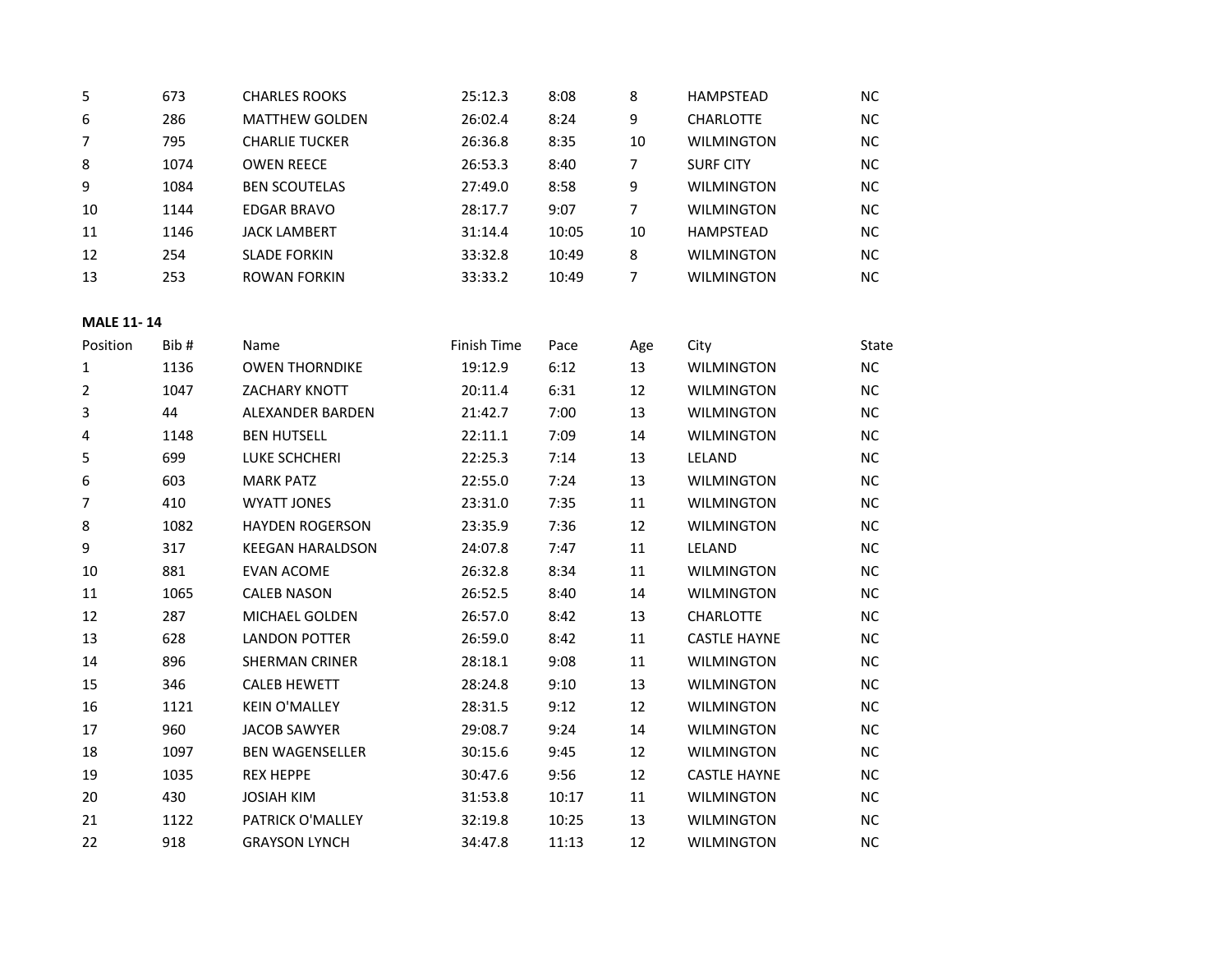| Position | Bib # | Name | Finish Time | Pace | Age | City | State |
|---|---|---|---|---|---|---|---|
| 5 | 673 | CHARLES ROOKS | 25:12.3 | 8:08 | 8 | HAMPSTEAD | NC |
| 6 | 286 | MATTHEW GOLDEN | 26:02.4 | 8:24 | 9 | CHARLOTTE | NC |
| 7 | 795 | CHARLIE TUCKER | 26:36.8 | 8:35 | 10 | WILMINGTON | NC |
| 8 | 1074 | OWEN REECE | 26:53.3 | 8:40 | 7 | SURF CITY | NC |
| 9 | 1084 | BEN SCOUTELAS | 27:49.0 | 8:58 | 9 | WILMINGTON | NC |
| 10 | 1144 | EDGAR BRAVO | 28:17.7 | 9:07 | 7 | WILMINGTON | NC |
| 11 | 1146 | JACK LAMBERT | 31:14.4 | 10:05 | 10 | HAMPSTEAD | NC |
| 12 | 254 | SLADE FORKIN | 33:32.8 | 10:49 | 8 | WILMINGTON | NC |
| 13 | 253 | ROWAN FORKIN | 33:33.2 | 10:49 | 7 | WILMINGTON | NC |

**MALE 11- 14**

| Position | Bib # | Name | Finish Time | Pace | Age | City | State |
|---|---|---|---|---|---|---|---|
| 1 | 1136 | OWEN THORNDIKE | 19:12.9 | 6:12 | 13 | WILMINGTON | NC |
| 2 | 1047 | ZACHARY KNOTT | 20:11.4 | 6:31 | 12 | WILMINGTON | NC |
| 3 | 44 | ALEXANDER BARDEN | 21:42.7 | 7:00 | 13 | WILMINGTON | NC |
| 4 | 1148 | BEN HUTSELL | 22:11.1 | 7:09 | 14 | WILMINGTON | NC |
| 5 | 699 | LUKE SCHCHERI | 22:25.3 | 7:14 | 13 | LELAND | NC |
| 6 | 603 | MARK PATZ | 22:55.0 | 7:24 | 13 | WILMINGTON | NC |
| 7 | 410 | WYATT JONES | 23:31.0 | 7:35 | 11 | WILMINGTON | NC |
| 8 | 1082 | HAYDEN ROGERSON | 23:35.9 | 7:36 | 12 | WILMINGTON | NC |
| 9 | 317 | KEEGAN HARALDSON | 24:07.8 | 7:47 | 11 | LELAND | NC |
| 10 | 881 | EVAN ACOME | 26:32.8 | 8:34 | 11 | WILMINGTON | NC |
| 11 | 1065 | CALEB NASON | 26:52.5 | 8:40 | 14 | WILMINGTON | NC |
| 12 | 287 | MICHAEL GOLDEN | 26:57.0 | 8:42 | 13 | CHARLOTTE | NC |
| 13 | 628 | LANDON POTTER | 26:59.0 | 8:42 | 11 | CASTLE HAYNE | NC |
| 14 | 896 | SHERMAN CRINER | 28:18.1 | 9:08 | 11 | WILMINGTON | NC |
| 15 | 346 | CALEB HEWETT | 28:24.8 | 9:10 | 13 | WILMINGTON | NC |
| 16 | 1121 | KEIN O'MALLEY | 28:31.5 | 9:12 | 12 | WILMINGTON | NC |
| 17 | 960 | JACOB SAWYER | 29:08.7 | 9:24 | 14 | WILMINGTON | NC |
| 18 | 1097 | BEN WAGENSELLER | 30:15.6 | 9:45 | 12 | WILMINGTON | NC |
| 19 | 1035 | REX HEPPE | 30:47.6 | 9:56 | 12 | CASTLE HAYNE | NC |
| 20 | 430 | JOSIAH KIM | 31:53.8 | 10:17 | 11 | WILMINGTON | NC |
| 21 | 1122 | PATRICK O'MALLEY | 32:19.8 | 10:25 | 13 | WILMINGTON | NC |
| 22 | 918 | GRAYSON LYNCH | 34:47.8 | 11:13 | 12 | WILMINGTON | NC |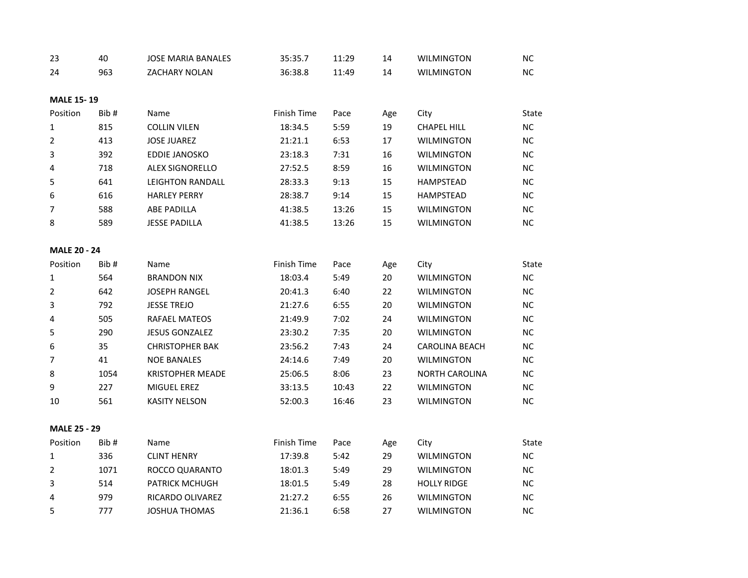| | | | | | | | |
|---|---|---|---|---|---|---|---|
| 23 | 40 | JOSE MARIA BANALES | 35:35.7 | 11:29 | 14 | WILMINGTON | NC |
| 24 | 963 | ZACHARY NOLAN | 36:38.8 | 11:49 | 14 | WILMINGTON | NC |

**MALE 15- 19**

| Position | Bib # | Name | Finish Time | Pace | Age | City | State |
|---|---|---|---|---|---|---|---|
| 1 | 815 | COLLIN VILEN | 18:34.5 | 5:59 | 19 | CHAPEL HILL | NC |
| 2 | 413 | JOSE JUAREZ | 21:21.1 | 6:53 | 17 | WILMINGTON | NC |
| 3 | 392 | EDDIE JANOSKO | 23:18.3 | 7:31 | 16 | WILMINGTON | NC |
| 4 | 718 | ALEX SIGNORELLO | 27:52.5 | 8:59 | 16 | WILMINGTON | NC |
| 5 | 641 | LEIGHTON RANDALL | 28:33.3 | 9:13 | 15 | HAMPSTEAD | NC |
| 6 | 616 | HARLEY PERRY | 28:38.7 | 9:14 | 15 | HAMPSTEAD | NC |
| 7 | 588 | ABE PADILLA | 41:38.5 | 13:26 | 15 | WILMINGTON | NC |
| 8 | 589 | JESSE PADILLA | 41:38.5 | 13:26 | 15 | WILMINGTON | NC |

**MALE 20 - 24**

| Position | Bib # | Name | Finish Time | Pace | Age | City | State |
|---|---|---|---|---|---|---|---|
| 1 | 564 | BRANDON NIX | 18:03.4 | 5:49 | 20 | WILMINGTON | NC |
| 2 | 642 | JOSEPH RANGEL | 20:41.3 | 6:40 | 22 | WILMINGTON | NC |
| 3 | 792 | JESSE TREJO | 21:27.6 | 6:55 | 20 | WILMINGTON | NC |
| 4 | 505 | RAFAEL MATEOS | 21:49.9 | 7:02 | 24 | WILMINGTON | NC |
| 5 | 290 | JESUS GONZALEZ | 23:30.2 | 7:35 | 20 | WILMINGTON | NC |
| 6 | 35 | CHRISTOPHER BAK | 23:56.2 | 7:43 | 24 | CAROLINA BEACH | NC |
| 7 | 41 | NOE BANALES | 24:14.6 | 7:49 | 20 | WILMINGTON | NC |
| 8 | 1054 | KRISTOPHER MEADE | 25:06.5 | 8:06 | 23 | NORTH CAROLINA | NC |
| 9 | 227 | MIGUEL EREZ | 33:13.5 | 10:43 | 22 | WILMINGTON | NC |
| 10 | 561 | KASITY NELSON | 52:00.3 | 16:46 | 23 | WILMINGTON | NC |

**MALE 25 - 29**

| Position | Bib # | Name | Finish Time | Pace | Age | City | State |
|---|---|---|---|---|---|---|---|
| 1 | 336 | CLINT HENRY | 17:39.8 | 5:42 | 29 | WILMINGTON | NC |
| 2 | 1071 | ROCCO QUARANTO | 18:01.3 | 5:49 | 29 | WILMINGTON | NC |
| 3 | 514 | PATRICK MCHUGH | 18:01.5 | 5:49 | 28 | HOLLY RIDGE | NC |
| 4 | 979 | RICARDO OLIVAREZ | 21:27.2 | 6:55 | 26 | WILMINGTON | NC |
| 5 | 777 | JOSHUA THOMAS | 21:36.1 | 6:58 | 27 | WILMINGTON | NC |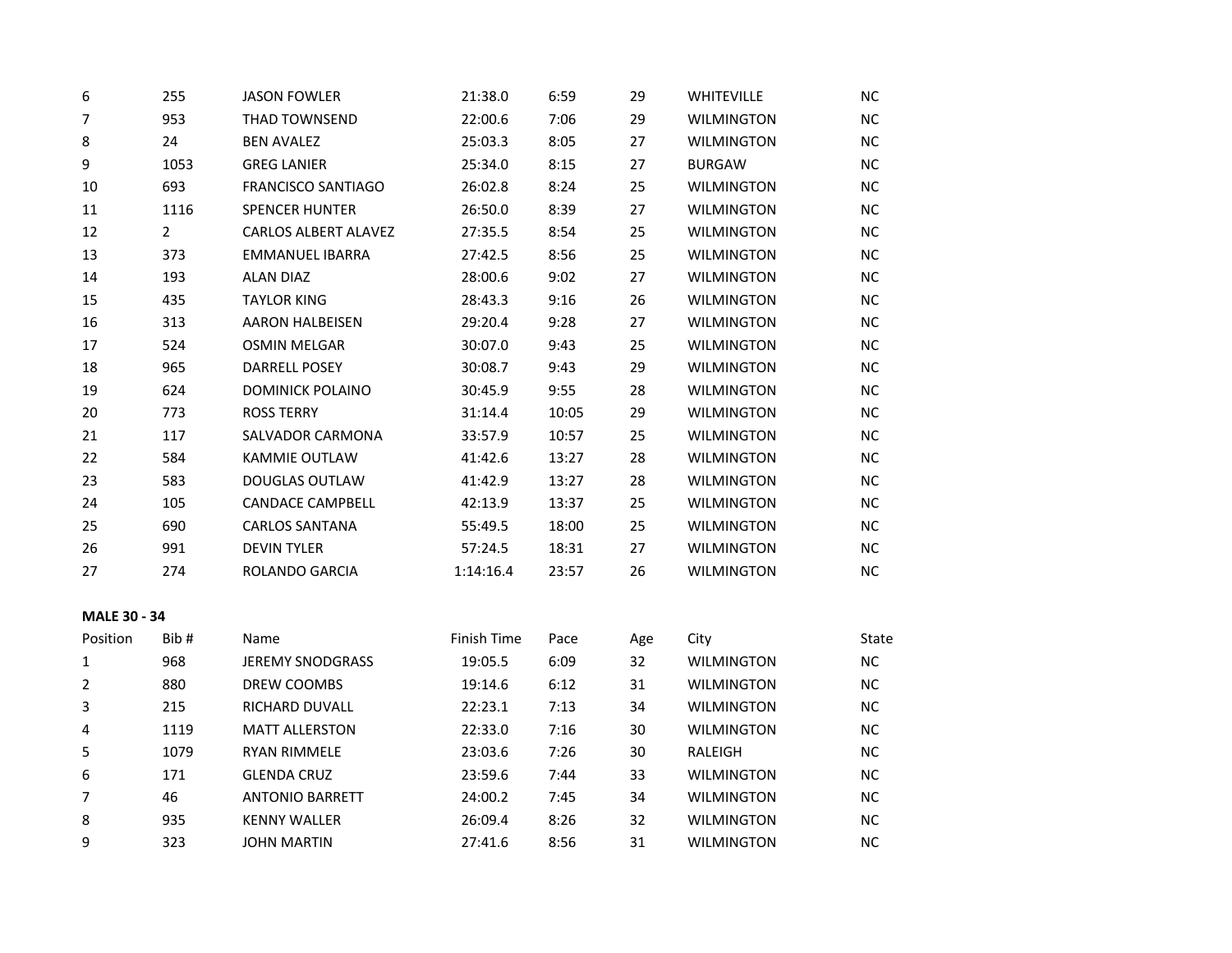| | | | | | | | |
|---|---|---|---|---|---|---|---|
| 6 | 255 | JASON FOWLER | 21:38.0 | 6:59 | 29 | WHITEVILLE | NC |
| 7 | 953 | THAD TOWNSEND | 22:00.6 | 7:06 | 29 | WILMINGTON | NC |
| 8 | 24 | BEN AVALEZ | 25:03.3 | 8:05 | 27 | WILMINGTON | NC |
| 9 | 1053 | GREG LANIER | 25:34.0 | 8:15 | 27 | BURGAW | NC |
| 10 | 693 | FRANCISCO SANTIAGO | 26:02.8 | 8:24 | 25 | WILMINGTON | NC |
| 11 | 1116 | SPENCER HUNTER | 26:50.0 | 8:39 | 27 | WILMINGTON | NC |
| 12 | 2 | CARLOS ALBERT ALAVEZ | 27:35.5 | 8:54 | 25 | WILMINGTON | NC |
| 13 | 373 | EMMANUEL IBARRA | 27:42.5 | 8:56 | 25 | WILMINGTON | NC |
| 14 | 193 | ALAN DIAZ | 28:00.6 | 9:02 | 27 | WILMINGTON | NC |
| 15 | 435 | TAYLOR KING | 28:43.3 | 9:16 | 26 | WILMINGTON | NC |
| 16 | 313 | AARON HALBEISEN | 29:20.4 | 9:28 | 27 | WILMINGTON | NC |
| 17 | 524 | OSMIN MELGAR | 30:07.0 | 9:43 | 25 | WILMINGTON | NC |
| 18 | 965 | DARRELL POSEY | 30:08.7 | 9:43 | 29 | WILMINGTON | NC |
| 19 | 624 | DOMINICK POLAINO | 30:45.9 | 9:55 | 28 | WILMINGTON | NC |
| 20 | 773 | ROSS TERRY | 31:14.4 | 10:05 | 29 | WILMINGTON | NC |
| 21 | 117 | SALVADOR CARMONA | 33:57.9 | 10:57 | 25 | WILMINGTON | NC |
| 22 | 584 | KAMMIE OUTLAW | 41:42.6 | 13:27 | 28 | WILMINGTON | NC |
| 23 | 583 | DOUGLAS OUTLAW | 41:42.9 | 13:27 | 28 | WILMINGTON | NC |
| 24 | 105 | CANDACE CAMPBELL | 42:13.9 | 13:37 | 25 | WILMINGTON | NC |
| 25 | 690 | CARLOS SANTANA | 55:49.5 | 18:00 | 25 | WILMINGTON | NC |
| 26 | 991 | DEVIN TYLER | 57:24.5 | 18:31 | 27 | WILMINGTON | NC |
| 27 | 274 | ROLANDO GARCIA | 1:14:16.4 | 23:57 | 26 | WILMINGTON | NC |

**MALE 30 - 34**

| Position | Bib # | Name | Finish Time | Pace | Age | City | State |
|---|---|---|---|---|---|---|---|
| 1 | 968 | JEREMY SNODGRASS | 19:05.5 | 6:09 | 32 | WILMINGTON | NC |
| 2 | 880 | DREW COOMBS | 19:14.6 | 6:12 | 31 | WILMINGTON | NC |
| 3 | 215 | RICHARD DUVALL | 22:23.1 | 7:13 | 34 | WILMINGTON | NC |
| 4 | 1119 | MATT ALLERSTON | 22:33.0 | 7:16 | 30 | WILMINGTON | NC |
| 5 | 1079 | RYAN RIMMELE | 23:03.6 | 7:26 | 30 | RALEIGH | NC |
| 6 | 171 | GLENDA CRUZ | 23:59.6 | 7:44 | 33 | WILMINGTON | NC |
| 7 | 46 | ANTONIO BARRETT | 24:00.2 | 7:45 | 34 | WILMINGTON | NC |
| 8 | 935 | KENNY WALLER | 26:09.4 | 8:26 | 32 | WILMINGTON | NC |
| 9 | 323 | JOHN MARTIN | 27:41.6 | 8:56 | 31 | WILMINGTON | NC |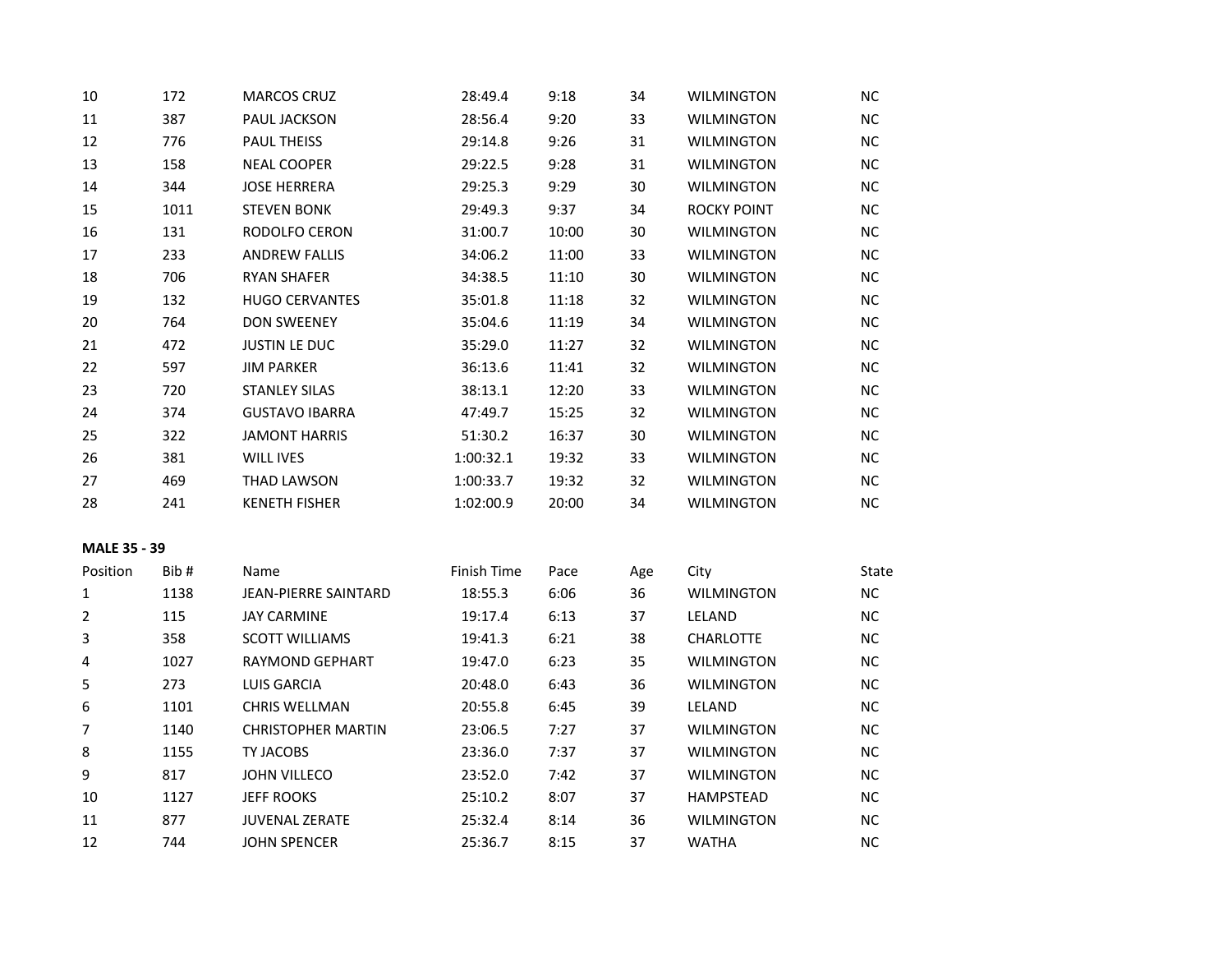| | | | | | | | |
|---|---|---|---|---|---|---|---|
| 10 | 172 | MARCOS CRUZ | 28:49.4 | 9:18 | 34 | WILMINGTON | NC |
| 11 | 387 | PAUL JACKSON | 28:56.4 | 9:20 | 33 | WILMINGTON | NC |
| 12 | 776 | PAUL THEISS | 29:14.8 | 9:26 | 31 | WILMINGTON | NC |
| 13 | 158 | NEAL COOPER | 29:22.5 | 9:28 | 31 | WILMINGTON | NC |
| 14 | 344 | JOSE HERRERA | 29:25.3 | 9:29 | 30 | WILMINGTON | NC |
| 15 | 1011 | STEVEN BONK | 29:49.3 | 9:37 | 34 | ROCKY POINT | NC |
| 16 | 131 | RODOLFO CERON | 31:00.7 | 10:00 | 30 | WILMINGTON | NC |
| 17 | 233 | ANDREW FALLIS | 34:06.2 | 11:00 | 33 | WILMINGTON | NC |
| 18 | 706 | RYAN SHAFER | 34:38.5 | 11:10 | 30 | WILMINGTON | NC |
| 19 | 132 | HUGO CERVANTES | 35:01.8 | 11:18 | 32 | WILMINGTON | NC |
| 20 | 764 | DON SWEENEY | 35:04.6 | 11:19 | 34 | WILMINGTON | NC |
| 21 | 472 | JUSTIN LE DUC | 35:29.0 | 11:27 | 32 | WILMINGTON | NC |
| 22 | 597 | JIM PARKER | 36:13.6 | 11:41 | 32 | WILMINGTON | NC |
| 23 | 720 | STANLEY SILAS | 38:13.1 | 12:20 | 33 | WILMINGTON | NC |
| 24 | 374 | GUSTAVO IBARRA | 47:49.7 | 15:25 | 32 | WILMINGTON | NC |
| 25 | 322 | JAMONT HARRIS | 51:30.2 | 16:37 | 30 | WILMINGTON | NC |
| 26 | 381 | WILL IVES | 1:00:32.1 | 19:32 | 33 | WILMINGTON | NC |
| 27 | 469 | THAD LAWSON | 1:00:33.7 | 19:32 | 32 | WILMINGTON | NC |
| 28 | 241 | KENETH FISHER | 1:02:00.9 | 20:00 | 34 | WILMINGTON | NC |

**MALE 35 - 39**

| Position | Bib # | Name | Finish Time | Pace | Age | City | State |
|---|---|---|---|---|---|---|---|
| 1 | 1138 | JEAN-PIERRE SAINTARD | 18:55.3 | 6:06 | 36 | WILMINGTON | NC |
| 2 | 115 | JAY CARMINE | 19:17.4 | 6:13 | 37 | LELAND | NC |
| 3 | 358 | SCOTT WILLIAMS | 19:41.3 | 6:21 | 38 | CHARLOTTE | NC |
| 4 | 1027 | RAYMOND GEPHART | 19:47.0 | 6:23 | 35 | WILMINGTON | NC |
| 5 | 273 | LUIS GARCIA | 20:48.0 | 6:43 | 36 | WILMINGTON | NC |
| 6 | 1101 | CHRIS WELLMAN | 20:55.8 | 6:45 | 39 | LELAND | NC |
| 7 | 1140 | CHRISTOPHER MARTIN | 23:06.5 | 7:27 | 37 | WILMINGTON | NC |
| 8 | 1155 | TY JACOBS | 23:36.0 | 7:37 | 37 | WILMINGTON | NC |
| 9 | 817 | JOHN VILLECO | 23:52.0 | 7:42 | 37 | WILMINGTON | NC |
| 10 | 1127 | JEFF ROOKS | 25:10.2 | 8:07 | 37 | HAMPSTEAD | NC |
| 11 | 877 | JUVENAL ZERATE | 25:32.4 | 8:14 | 36 | WILMINGTON | NC |
| 12 | 744 | JOHN SPENCER | 25:36.7 | 8:15 | 37 | WATHA | NC |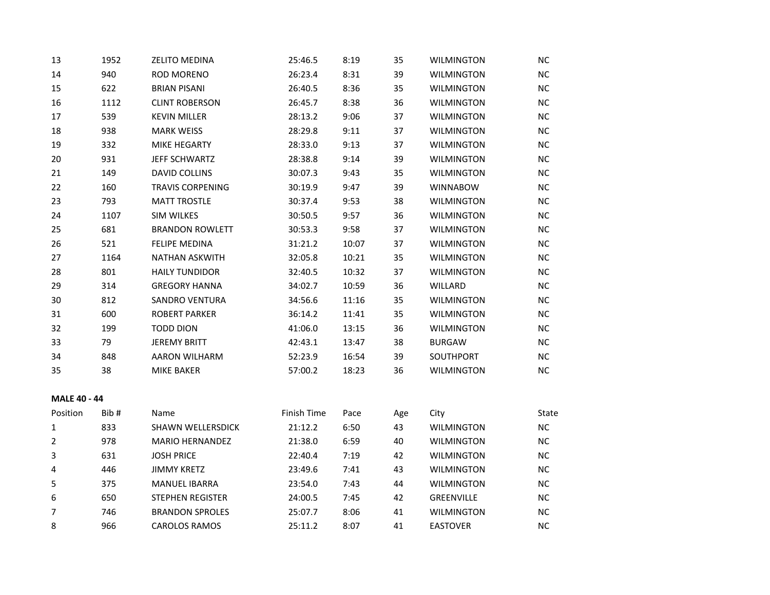| | | | | | | | |
|---|---|---|---|---|---|---|---|
| 13 | 1952 | ZELITO MEDINA | 25:46.5 | 8:19 | 35 | WILMINGTON | NC |
| 14 | 940 | ROD MORENO | 26:23.4 | 8:31 | 39 | WILMINGTON | NC |
| 15 | 622 | BRIAN PISANI | 26:40.5 | 8:36 | 35 | WILMINGTON | NC |
| 16 | 1112 | CLINT ROBERSON | 26:45.7 | 8:38 | 36 | WILMINGTON | NC |
| 17 | 539 | KEVIN MILLER | 28:13.2 | 9:06 | 37 | WILMINGTON | NC |
| 18 | 938 | MARK WEISS | 28:29.8 | 9:11 | 37 | WILMINGTON | NC |
| 19 | 332 | MIKE HEGARTY | 28:33.0 | 9:13 | 37 | WILMINGTON | NC |
| 20 | 931 | JEFF SCHWARTZ | 28:38.8 | 9:14 | 39 | WILMINGTON | NC |
| 21 | 149 | DAVID COLLINS | 30:07.3 | 9:43 | 35 | WILMINGTON | NC |
| 22 | 160 | TRAVIS CORPENING | 30:19.9 | 9:47 | 39 | WINNABOW | NC |
| 23 | 793 | MATT TROSTLE | 30:37.4 | 9:53 | 38 | WILMINGTON | NC |
| 24 | 1107 | SIM WILKES | 30:50.5 | 9:57 | 36 | WILMINGTON | NC |
| 25 | 681 | BRANDON ROWLETT | 30:53.3 | 9:58 | 37 | WILMINGTON | NC |
| 26 | 521 | FELIPE MEDINA | 31:21.2 | 10:07 | 37 | WILMINGTON | NC |
| 27 | 1164 | NATHAN ASKWITH | 32:05.8 | 10:21 | 35 | WILMINGTON | NC |
| 28 | 801 | HAILY TUNDIDOR | 32:40.5 | 10:32 | 37 | WILMINGTON | NC |
| 29 | 314 | GREGORY HANNA | 34:02.7 | 10:59 | 36 | WILLARD | NC |
| 30 | 812 | SANDRO VENTURA | 34:56.6 | 11:16 | 35 | WILMINGTON | NC |
| 31 | 600 | ROBERT PARKER | 36:14.2 | 11:41 | 35 | WILMINGTON | NC |
| 32 | 199 | TODD DION | 41:06.0 | 13:15 | 36 | WILMINGTON | NC |
| 33 | 79 | JEREMY BRITT | 42:43.1 | 13:47 | 38 | BURGAW | NC |
| 34 | 848 | AARON WILHARM | 52:23.9 | 16:54 | 39 | SOUTHPORT | NC |
| 35 | 38 | MIKE BAKER | 57:00.2 | 18:23 | 36 | WILMINGTON | NC |

**MALE 40 - 44**

| Position | Bib # | Name | Finish Time | Pace | Age | City | State |
|---|---|---|---|---|---|---|---|
| 1 | 833 | SHAWN WELLERSDICK | 21:12.2 | 6:50 | 43 | WILMINGTON | NC |
| 2 | 978 | MARIO HERNANDEZ | 21:38.0 | 6:59 | 40 | WILMINGTON | NC |
| 3 | 631 | JOSH PRICE | 22:40.4 | 7:19 | 42 | WILMINGTON | NC |
| 4 | 446 | JIMMY KRETZ | 23:49.6 | 7:41 | 43 | WILMINGTON | NC |
| 5 | 375 | MANUEL IBARRA | 23:54.0 | 7:43 | 44 | WILMINGTON | NC |
| 6 | 650 | STEPHEN REGISTER | 24:00.5 | 7:45 | 42 | GREENVILLE | NC |
| 7 | 746 | BRANDON SPROLES | 25:07.7 | 8:06 | 41 | WILMINGTON | NC |
| 8 | 966 | CAROLOS RAMOS | 25:11.2 | 8:07 | 41 | EASTOVER | NC |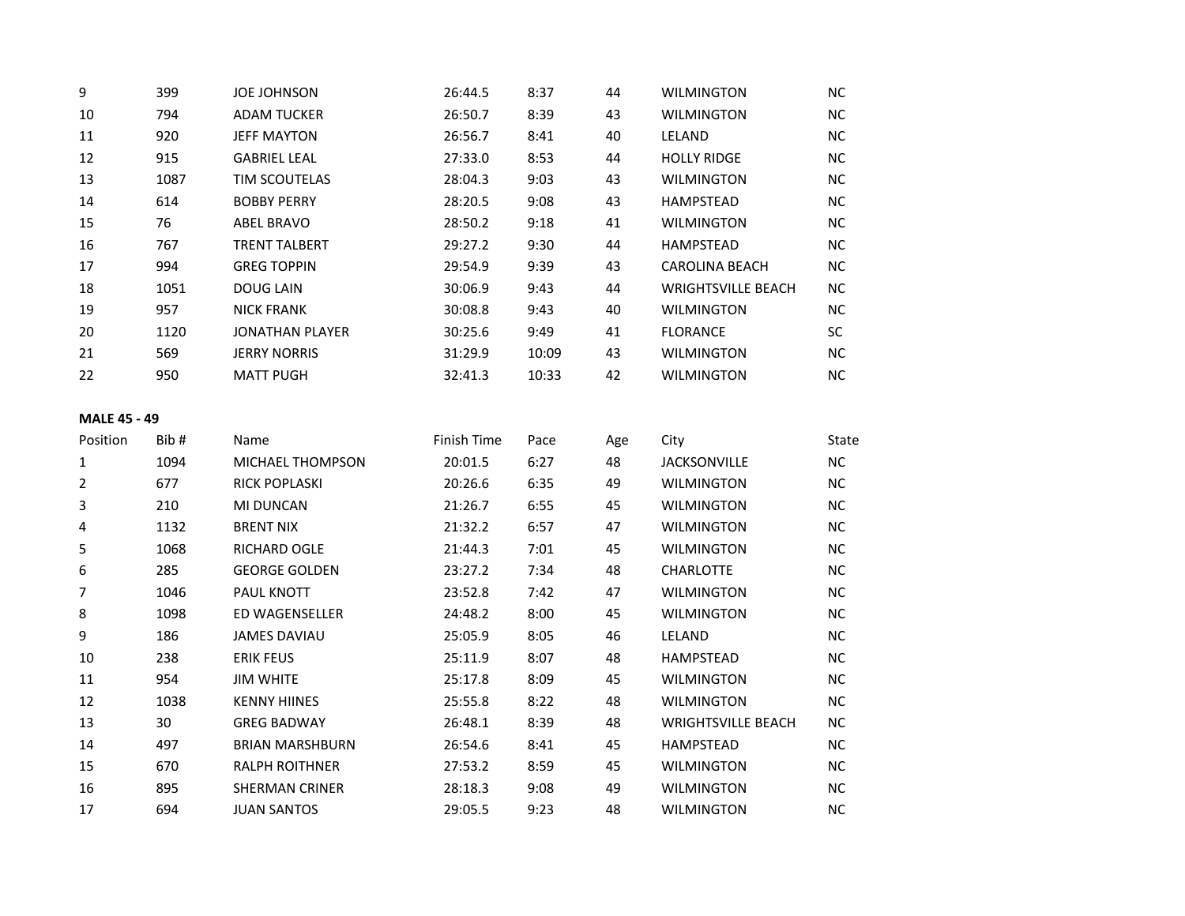| Position | Bib # | Name | Finish Time | Pace | Age | City | State |
|---|---|---|---|---|---|---|---|
| 9 | 399 | JOE JOHNSON | 26:44.5 | 8:37 | 44 | WILMINGTON | NC |
| 10 | 794 | ADAM TUCKER | 26:50.7 | 8:39 | 43 | WILMINGTON | NC |
| 11 | 920 | JEFF MAYTON | 26:56.7 | 8:41 | 40 | LELAND | NC |
| 12 | 915 | GABRIEL LEAL | 27:33.0 | 8:53 | 44 | HOLLY RIDGE | NC |
| 13 | 1087 | TIM SCOUTELAS | 28:04.3 | 9:03 | 43 | WILMINGTON | NC |
| 14 | 614 | BOBBY PERRY | 28:20.5 | 9:08 | 43 | HAMPSTEAD | NC |
| 15 | 76 | ABEL BRAVO | 28:50.2 | 9:18 | 41 | WILMINGTON | NC |
| 16 | 767 | TRENT TALBERT | 29:27.2 | 9:30 | 44 | HAMPSTEAD | NC |
| 17 | 994 | GREG TOPPIN | 29:54.9 | 9:39 | 43 | CAROLINA BEACH | NC |
| 18 | 1051 | DOUG LAIN | 30:06.9 | 9:43 | 44 | WRIGHTSVILLE BEACH | NC |
| 19 | 957 | NICK FRANK | 30:08.8 | 9:43 | 40 | WILMINGTON | NC |
| 20 | 1120 | JONATHAN PLAYER | 30:25.6 | 9:49 | 41 | FLORANCE | SC |
| 21 | 569 | JERRY NORRIS | 31:29.9 | 10:09 | 43 | WILMINGTON | NC |
| 22 | 950 | MATT PUGH | 32:41.3 | 10:33 | 42 | WILMINGTON | NC |

**MALE 45 - 49**

| Position | Bib # | Name | Finish Time | Pace | Age | City | State |
|---|---|---|---|---|---|---|---|
| 1 | 1094 | MICHAEL THOMPSON | 20:01.5 | 6:27 | 48 | JACKSONVILLE | NC |
| 2 | 677 | RICK POPLASKI | 20:26.6 | 6:35 | 49 | WILMINGTON | NC |
| 3 | 210 | MI DUNCAN | 21:26.7 | 6:55 | 45 | WILMINGTON | NC |
| 4 | 1132 | BRENT NIX | 21:32.2 | 6:57 | 47 | WILMINGTON | NC |
| 5 | 1068 | RICHARD OGLE | 21:44.3 | 7:01 | 45 | WILMINGTON | NC |
| 6 | 285 | GEORGE GOLDEN | 23:27.2 | 7:34 | 48 | CHARLOTTE | NC |
| 7 | 1046 | PAUL KNOTT | 23:52.8 | 7:42 | 47 | WILMINGTON | NC |
| 8 | 1098 | ED WAGENSELLER | 24:48.2 | 8:00 | 45 | WILMINGTON | NC |
| 9 | 186 | JAMES DAVIAU | 25:05.9 | 8:05 | 46 | LELAND | NC |
| 10 | 238 | ERIK FEUS | 25:11.9 | 8:07 | 48 | HAMPSTEAD | NC |
| 11 | 954 | JIM WHITE | 25:17.8 | 8:09 | 45 | WILMINGTON | NC |
| 12 | 1038 | KENNY HIINES | 25:55.8 | 8:22 | 48 | WILMINGTON | NC |
| 13 | 30 | GREG BADWAY | 26:48.1 | 8:39 | 48 | WRIGHTSVILLE BEACH | NC |
| 14 | 497 | BRIAN MARSHBURN | 26:54.6 | 8:41 | 45 | HAMPSTEAD | NC |
| 15 | 670 | RALPH ROITHNER | 27:53.2 | 8:59 | 45 | WILMINGTON | NC |
| 16 | 895 | SHERMAN CRINER | 28:18.3 | 9:08 | 49 | WILMINGTON | NC |
| 17 | 694 | JUAN SANTOS | 29:05.5 | 9:23 | 48 | WILMINGTON | NC |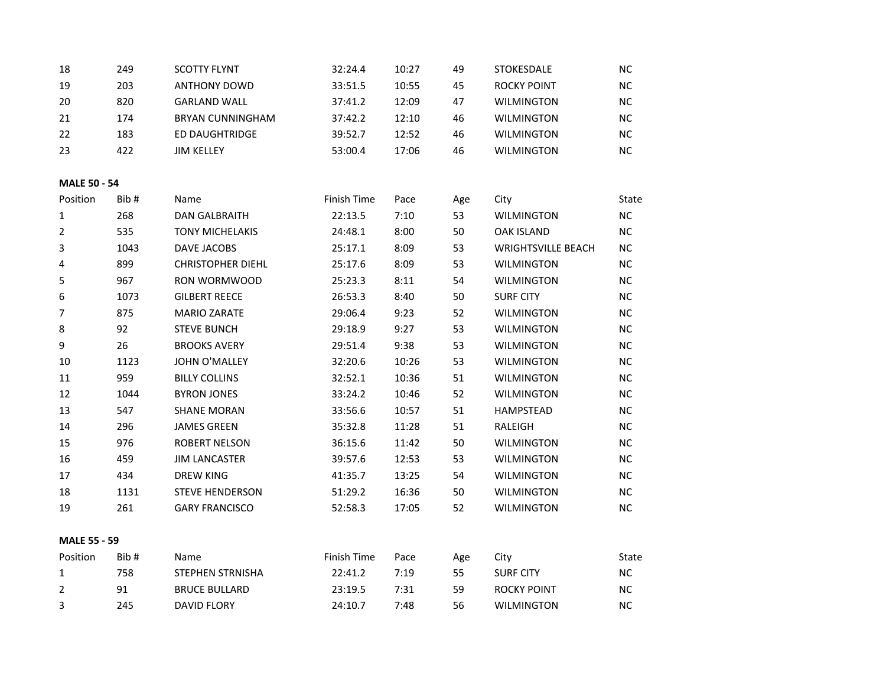| | | | | | | | |
|---|---|---|---|---|---|---|---|
| 18 | 249 | SCOTTY FLYNT | 32:24.4 | 10:27 | 49 | STOKESDALE | NC |
| 19 | 203 | ANTHONY DOWD | 33:51.5 | 10:55 | 45 | ROCKY POINT | NC |
| 20 | 820 | GARLAND WALL | 37:41.2 | 12:09 | 47 | WILMINGTON | NC |
| 21 | 174 | BRYAN CUNNINGHAM | 37:42.2 | 12:10 | 46 | WILMINGTON | NC |
| 22 | 183 | ED DAUGHTRIDGE | 39:52.7 | 12:52 | 46 | WILMINGTON | NC |
| 23 | 422 | JIM KELLEY | 53:00.4 | 17:06 | 46 | WILMINGTON | NC |

**MALE 50 - 54**

| Position | Bib # | Name | Finish Time | Pace | Age | City | State |
|---|---|---|---|---|---|---|---|
| 1 | 268 | DAN GALBRAITH | 22:13.5 | 7:10 | 53 | WILMINGTON | NC |
| 2 | 535 | TONY MICHELAKIS | 24:48.1 | 8:00 | 50 | OAK ISLAND | NC |
| 3 | 1043 | DAVE JACOBS | 25:17.1 | 8:09 | 53 | WRIGHTSVILLE BEACH | NC |
| 4 | 899 | CHRISTOPHER DIEHL | 25:17.6 | 8:09 | 53 | WILMINGTON | NC |
| 5 | 967 | RON WORMWOOD | 25:23.3 | 8:11 | 54 | WILMINGTON | NC |
| 6 | 1073 | GILBERT REECE | 26:53.3 | 8:40 | 50 | SURF CITY | NC |
| 7 | 875 | MARIO ZARATE | 29:06.4 | 9:23 | 52 | WILMINGTON | NC |
| 8 | 92 | STEVE BUNCH | 29:18.9 | 9:27 | 53 | WILMINGTON | NC |
| 9 | 26 | BROOKS AVERY | 29:51.4 | 9:38 | 53 | WILMINGTON | NC |
| 10 | 1123 | JOHN O'MALLEY | 32:20.6 | 10:26 | 53 | WILMINGTON | NC |
| 11 | 959 | BILLY COLLINS | 32:52.1 | 10:36 | 51 | WILMINGTON | NC |
| 12 | 1044 | BYRON JONES | 33:24.2 | 10:46 | 52 | WILMINGTON | NC |
| 13 | 547 | SHANE MORAN | 33:56.6 | 10:57 | 51 | HAMPSTEAD | NC |
| 14 | 296 | JAMES GREEN | 35:32.8 | 11:28 | 51 | RALEIGH | NC |
| 15 | 976 | ROBERT NELSON | 36:15.6 | 11:42 | 50 | WILMINGTON | NC |
| 16 | 459 | JIM LANCASTER | 39:57.6 | 12:53 | 53 | WILMINGTON | NC |
| 17 | 434 | DREW KING | 41:35.7 | 13:25 | 54 | WILMINGTON | NC |
| 18 | 1131 | STEVE HENDERSON | 51:29.2 | 16:36 | 50 | WILMINGTON | NC |
| 19 | 261 | GARY FRANCISCO | 52:58.3 | 17:05 | 52 | WILMINGTON | NC |

**MALE 55 - 59**

| Position | Bib # | Name | Finish Time | Pace | Age | City | State |
|---|---|---|---|---|---|---|---|
| 1 | 758 | STEPHEN STRNISHA | 22:41.2 | 7:19 | 55 | SURF CITY | NC |
| 2 | 91 | BRUCE BULLARD | 23:19.5 | 7:31 | 59 | ROCKY POINT | NC |
| 3 | 245 | DAVID FLORY | 24:10.7 | 7:48 | 56 | WILMINGTON | NC |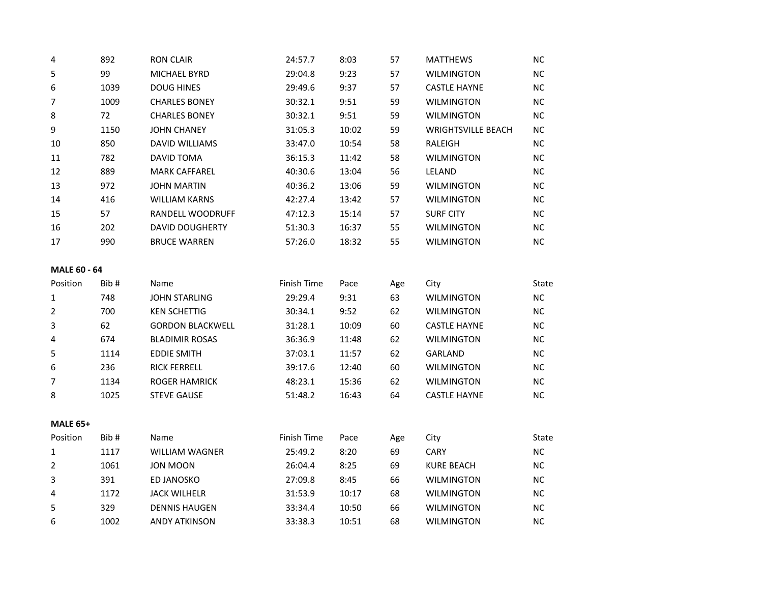| | | | | | | | |
|---|---|---|---|---|---|---|---|
| 4 | 892 | RON CLAIR | 24:57.7 | 8:03 | 57 | MATTHEWS | NC |
| 5 | 99 | MICHAEL BYRD | 29:04.8 | 9:23 | 57 | WILMINGTON | NC |
| 6 | 1039 | DOUG HINES | 29:49.6 | 9:37 | 57 | CASTLE HAYNE | NC |
| 7 | 1009 | CHARLES BONEY | 30:32.1 | 9:51 | 59 | WILMINGTON | NC |
| 8 | 72 | CHARLES BONEY | 30:32.1 | 9:51 | 59 | WILMINGTON | NC |
| 9 | 1150 | JOHN CHANEY | 31:05.3 | 10:02 | 59 | WRIGHTSVILLE BEACH | NC |
| 10 | 850 | DAVID WILLIAMS | 33:47.0 | 10:54 | 58 | RALEIGH | NC |
| 11 | 782 | DAVID TOMA | 36:15.3 | 11:42 | 58 | WILMINGTON | NC |
| 12 | 889 | MARK CAFFAREL | 40:30.6 | 13:04 | 56 | LELAND | NC |
| 13 | 972 | JOHN MARTIN | 40:36.2 | 13:06 | 59 | WILMINGTON | NC |
| 14 | 416 | WILLIAM KARNS | 42:27.4 | 13:42 | 57 | WILMINGTON | NC |
| 15 | 57 | RANDELL WOODRUFF | 47:12.3 | 15:14 | 57 | SURF CITY | NC |
| 16 | 202 | DAVID DOUGHERTY | 51:30.3 | 16:37 | 55 | WILMINGTON | NC |
| 17 | 990 | BRUCE WARREN | 57:26.0 | 18:32 | 55 | WILMINGTON | NC |

**MALE 60 - 64**

| Position | Bib # | Name | Finish Time | Pace | Age | City | State |
|---|---|---|---|---|---|---|---|
| 1 | 748 | JOHN STARLING | 29:29.4 | 9:31 | 63 | WILMINGTON | NC |
| 2 | 700 | KEN SCHETTIG | 30:34.1 | 9:52 | 62 | WILMINGTON | NC |
| 3 | 62 | GORDON BLACKWELL | 31:28.1 | 10:09 | 60 | CASTLE HAYNE | NC |
| 4 | 674 | BLADIMIR ROSAS | 36:36.9 | 11:48 | 62 | WILMINGTON | NC |
| 5 | 1114 | EDDIE SMITH | 37:03.1 | 11:57 | 62 | GARLAND | NC |
| 6 | 236 | RICK FERRELL | 39:17.6 | 12:40 | 60 | WILMINGTON | NC |
| 7 | 1134 | ROGER HAMRICK | 48:23.1 | 15:36 | 62 | WILMINGTON | NC |
| 8 | 1025 | STEVE GAUSE | 51:48.2 | 16:43 | 64 | CASTLE HAYNE | NC |

**MALE 65+**

| Position | Bib # | Name | Finish Time | Pace | Age | City | State |
|---|---|---|---|---|---|---|---|
| 1 | 1117 | WILLIAM WAGNER | 25:49.2 | 8:20 | 69 | CARY | NC |
| 2 | 1061 | JON MOON | 26:04.4 | 8:25 | 69 | KURE BEACH | NC |
| 3 | 391 | ED JANOSKO | 27:09.8 | 8:45 | 66 | WILMINGTON | NC |
| 4 | 1172 | JACK WILHELR | 31:53.9 | 10:17 | 68 | WILMINGTON | NC |
| 5 | 329 | DENNIS HAUGEN | 33:34.4 | 10:50 | 66 | WILMINGTON | NC |
| 6 | 1002 | ANDY ATKINSON | 33:38.3 | 10:51 | 68 | WILMINGTON | NC |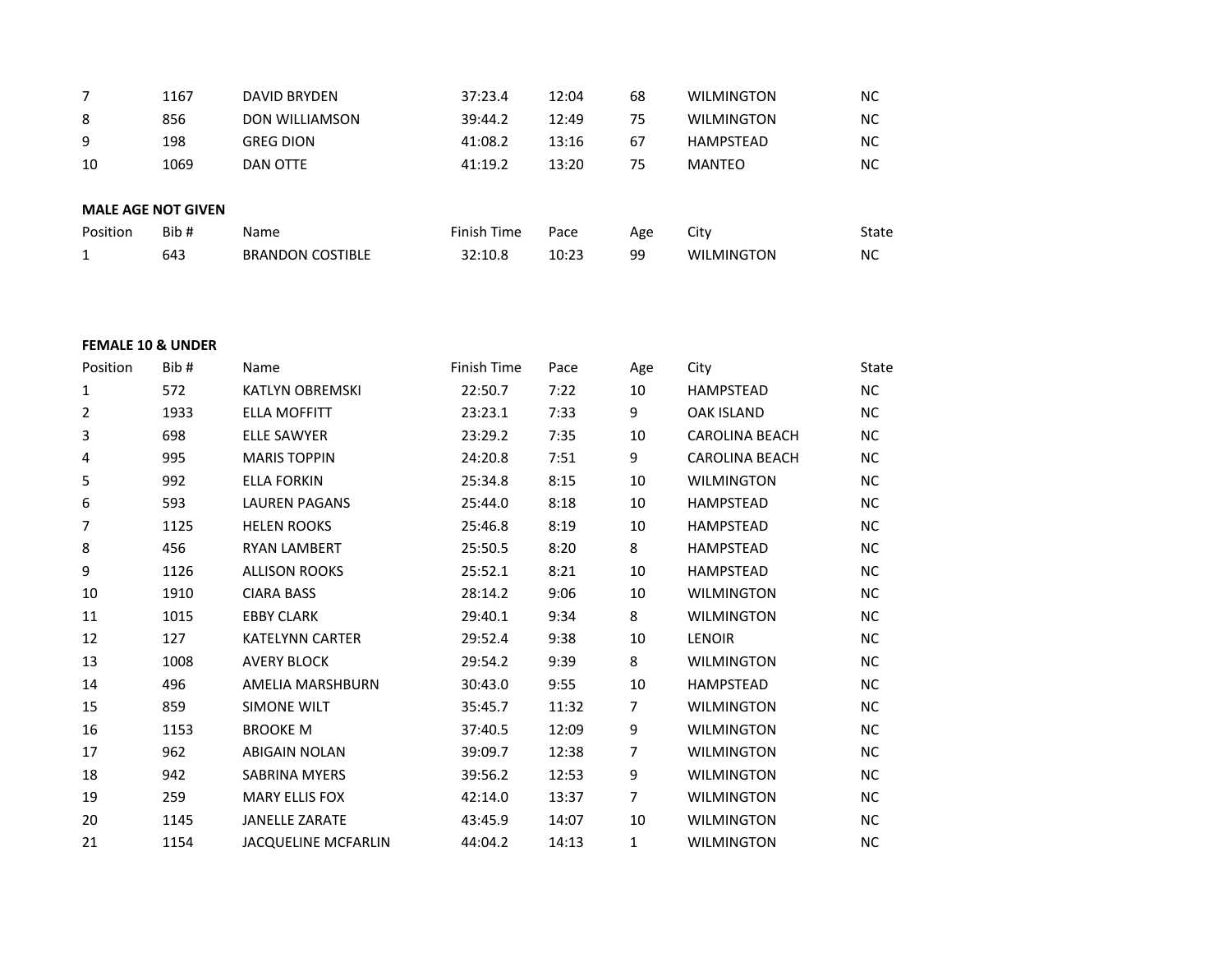| Position | Bib # | Name | Finish Time | Pace | Age | City | State |
|---|---|---|---|---|---|---|---|
| 7 | 1167 | DAVID BRYDEN | 37:23.4 | 12:04 | 68 | WILMINGTON | NC |
| 8 | 856 | DON WILLIAMSON | 39:44.2 | 12:49 | 75 | WILMINGTON | NC |
| 9 | 198 | GREG DION | 41:08.2 | 13:16 | 67 | HAMPSTEAD | NC |
| 10 | 1069 | DAN OTTE | 41:19.2 | 13:20 | 75 | MANTEO | NC |

**MALE AGE NOT GIVEN**

| Position | Bib # | Name | Finish Time | Pace | Age | City | State |
|---|---|---|---|---|---|---|---|
| 1 | 643 | BRANDON COSTIBLE | 32:10.8 | 10:23 | 99 | WILMINGTON | NC |

**FEMALE 10 & UNDER**

| Position | Bib # | Name | Finish Time | Pace | Age | City | State |
|---|---|---|---|---|---|---|---|
| 1 | 572 | KATLYN OBREMSKI | 22:50.7 | 7:22 | 10 | HAMPSTEAD | NC |
| 2 | 1933 | ELLA MOFFITT | 23:23.1 | 7:33 | 9 | OAK ISLAND | NC |
| 3 | 698 | ELLE SAWYER | 23:29.2 | 7:35 | 10 | CAROLINA BEACH | NC |
| 4 | 995 | MARIS TOPPIN | 24:20.8 | 7:51 | 9 | CAROLINA BEACH | NC |
| 5 | 992 | ELLA FORKIN | 25:34.8 | 8:15 | 10 | WILMINGTON | NC |
| 6 | 593 | LAUREN PAGANS | 25:44.0 | 8:18 | 10 | HAMPSTEAD | NC |
| 7 | 1125 | HELEN ROOKS | 25:46.8 | 8:19 | 10 | HAMPSTEAD | NC |
| 8 | 456 | RYAN LAMBERT | 25:50.5 | 8:20 | 8 | HAMPSTEAD | NC |
| 9 | 1126 | ALLISON ROOKS | 25:52.1 | 8:21 | 10 | HAMPSTEAD | NC |
| 10 | 1910 | CIARA BASS | 28:14.2 | 9:06 | 10 | WILMINGTON | NC |
| 11 | 1015 | EBBY CLARK | 29:40.1 | 9:34 | 8 | WILMINGTON | NC |
| 12 | 127 | KATELYNN CARTER | 29:52.4 | 9:38 | 10 | LENOIR | NC |
| 13 | 1008 | AVERY BLOCK | 29:54.2 | 9:39 | 8 | WILMINGTON | NC |
| 14 | 496 | AMELIA MARSHBURN | 30:43.0 | 9:55 | 10 | HAMPSTEAD | NC |
| 15 | 859 | SIMONE WILT | 35:45.7 | 11:32 | 7 | WILMINGTON | NC |
| 16 | 1153 | BROOKE M | 37:40.5 | 12:09 | 9 | WILMINGTON | NC |
| 17 | 962 | ABIGAIN NOLAN | 39:09.7 | 12:38 | 7 | WILMINGTON | NC |
| 18 | 942 | SABRINA MYERS | 39:56.2 | 12:53 | 9 | WILMINGTON | NC |
| 19 | 259 | MARY ELLIS FOX | 42:14.0 | 13:37 | 7 | WILMINGTON | NC |
| 20 | 1145 | JANELLE ZARATE | 43:45.9 | 14:07 | 10 | WILMINGTON | NC |
| 21 | 1154 | JACQUELINE MCFARLIN | 44:04.2 | 14:13 | 1 | WILMINGTON | NC |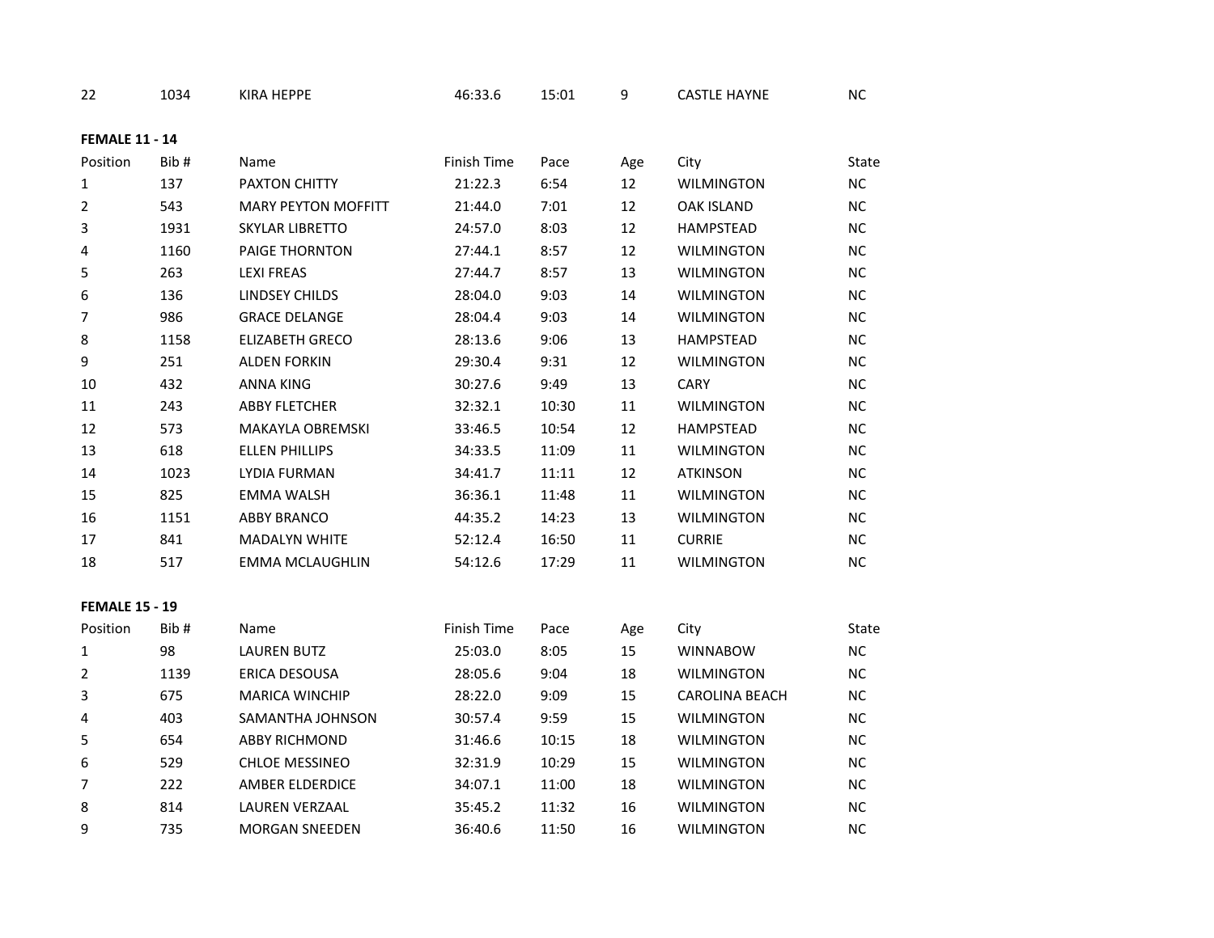| 22 | 1034 | KIRA HEPPE | 46:33.6 | 15:01 | 9 | CASTLE HAYNE | NC |
|---|---|---|---|---|---|---|---|

**FEMALE 11 - 14**

| Position | Bib # | Name | Finish Time | Pace | Age | City | State |
|---|---|---|---|---|---|---|---|
| 1 | 137 | PAXTON CHITTY | 21:22.3 | 6:54 | 12 | WILMINGTON | NC |
| 2 | 543 | MARY PEYTON MOFFITT | 21:44.0 | 7:01 | 12 | OAK ISLAND | NC |
| 3 | 1931 | SKYLAR LIBRETTO | 24:57.0 | 8:03 | 12 | HAMPSTEAD | NC |
| 4 | 1160 | PAIGE THORNTON | 27:44.1 | 8:57 | 12 | WILMINGTON | NC |
| 5 | 263 | LEXI FREAS | 27:44.7 | 8:57 | 13 | WILMINGTON | NC |
| 6 | 136 | LINDSEY CHILDS | 28:04.0 | 9:03 | 14 | WILMINGTON | NC |
| 7 | 986 | GRACE DELANGE | 28:04.4 | 9:03 | 14 | WILMINGTON | NC |
| 8 | 1158 | ELIZABETH GRECO | 28:13.6 | 9:06 | 13 | HAMPSTEAD | NC |
| 9 | 251 | ALDEN FORKIN | 29:30.4 | 9:31 | 12 | WILMINGTON | NC |
| 10 | 432 | ANNA KING | 30:27.6 | 9:49 | 13 | CARY | NC |
| 11 | 243 | ABBY FLETCHER | 32:32.1 | 10:30 | 11 | WILMINGTON | NC |
| 12 | 573 | MAKAYLA OBREMSKI | 33:46.5 | 10:54 | 12 | HAMPSTEAD | NC |
| 13 | 618 | ELLEN PHILLIPS | 34:33.5 | 11:09 | 11 | WILMINGTON | NC |
| 14 | 1023 | LYDIA FURMAN | 34:41.7 | 11:11 | 12 | ATKINSON | NC |
| 15 | 825 | EMMA WALSH | 36:36.1 | 11:48 | 11 | WILMINGTON | NC |
| 16 | 1151 | ABBY BRANCO | 44:35.2 | 14:23 | 13 | WILMINGTON | NC |
| 17 | 841 | MADALYN WHITE | 52:12.4 | 16:50 | 11 | CURRIE | NC |
| 18 | 517 | EMMA MCLAUGHLIN | 54:12.6 | 17:29 | 11 | WILMINGTON | NC |

**FEMALE 15 - 19**

| Position | Bib # | Name | Finish Time | Pace | Age | City | State |
|---|---|---|---|---|---|---|---|
| 1 | 98 | LAUREN BUTZ | 25:03.0 | 8:05 | 15 | WINNABOW | NC |
| 2 | 1139 | ERICA DESOUSA | 28:05.6 | 9:04 | 18 | WILMINGTON | NC |
| 3 | 675 | MARICA WINCHIP | 28:22.0 | 9:09 | 15 | CAROLINA BEACH | NC |
| 4 | 403 | SAMANTHA JOHNSON | 30:57.4 | 9:59 | 15 | WILMINGTON | NC |
| 5 | 654 | ABBY RICHMOND | 31:46.6 | 10:15 | 18 | WILMINGTON | NC |
| 6 | 529 | CHLOE MESSINEO | 32:31.9 | 10:29 | 15 | WILMINGTON | NC |
| 7 | 222 | AMBER ELDERDICE | 34:07.1 | 11:00 | 18 | WILMINGTON | NC |
| 8 | 814 | LAUREN VERZAAL | 35:45.2 | 11:32 | 16 | WILMINGTON | NC |
| 9 | 735 | MORGAN SNEEDEN | 36:40.6 | 11:50 | 16 | WILMINGTON | NC |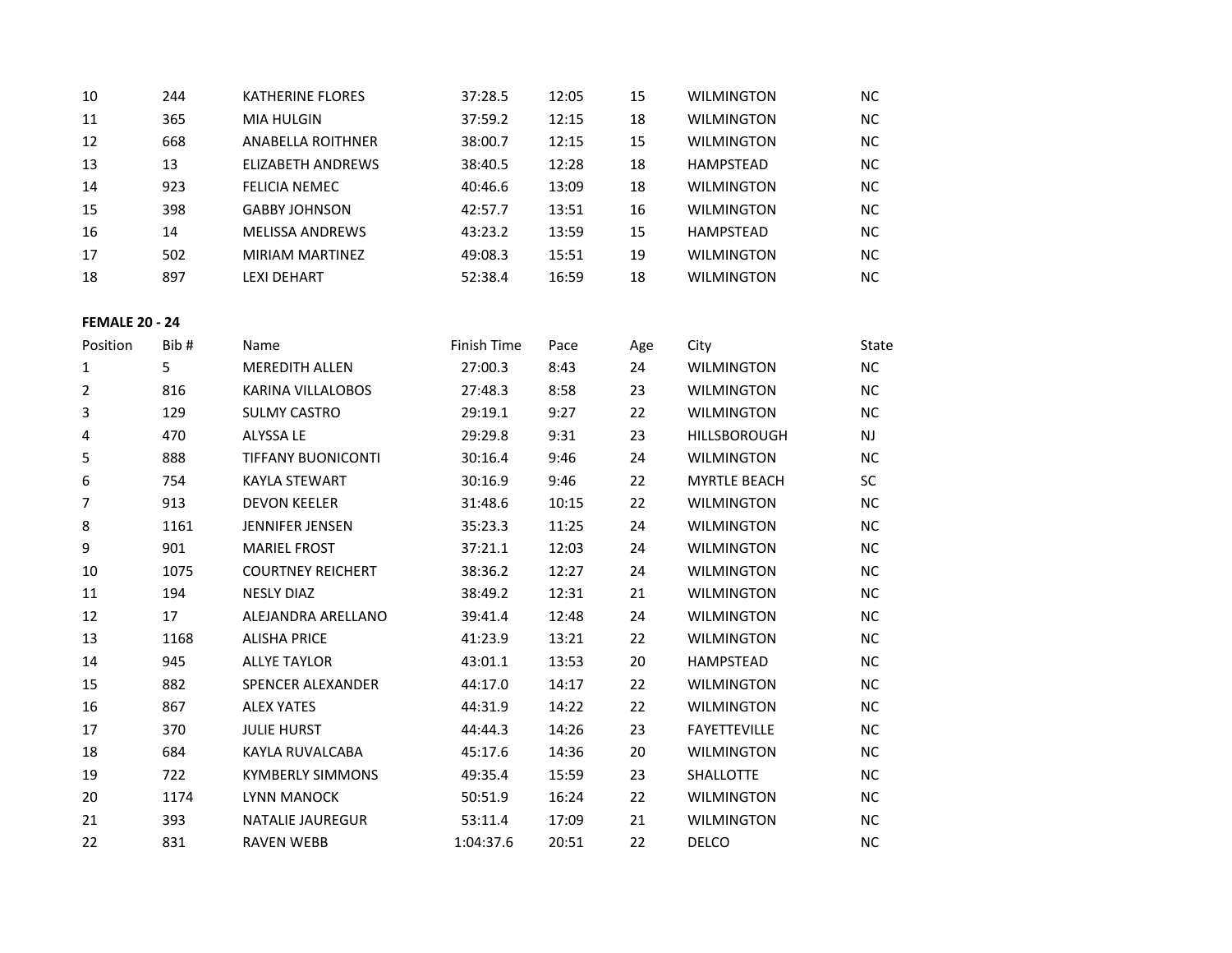| | | | | | | | |
|---|---|---|---|---|---|---|---|
| 10 | 244 | KATHERINE FLORES | 37:28.5 | 12:05 | 15 | WILMINGTON | NC |
| 11 | 365 | MIA HULGIN | 37:59.2 | 12:15 | 18 | WILMINGTON | NC |
| 12 | 668 | ANABELLA ROITHNER | 38:00.7 | 12:15 | 15 | WILMINGTON | NC |
| 13 | 13 | ELIZABETH ANDREWS | 38:40.5 | 12:28 | 18 | HAMPSTEAD | NC |
| 14 | 923 | FELICIA NEMEC | 40:46.6 | 13:09 | 18 | WILMINGTON | NC |
| 15 | 398 | GABBY JOHNSON | 42:57.7 | 13:51 | 16 | WILMINGTON | NC |
| 16 | 14 | MELISSA ANDREWS | 43:23.2 | 13:59 | 15 | HAMPSTEAD | NC |
| 17 | 502 | MIRIAM MARTINEZ | 49:08.3 | 15:51 | 19 | WILMINGTON | NC |
| 18 | 897 | LEXI DEHART | 52:38.4 | 16:59 | 18 | WILMINGTON | NC |

**FEMALE 20 - 24**

| Position | Bib # | Name | Finish Time | Pace | Age | City | State |
|---|---|---|---|---|---|---|---|
| 1 | 5 | MEREDITH ALLEN | 27:00.3 | 8:43 | 24 | WILMINGTON | NC |
| 2 | 816 | KARINA VILLALOBOS | 27:48.3 | 8:58 | 23 | WILMINGTON | NC |
| 3 | 129 | SULMY CASTRO | 29:19.1 | 9:27 | 22 | WILMINGTON | NC |
| 4 | 470 | ALYSSA LE | 29:29.8 | 9:31 | 23 | HILLSBOROUGH | NJ |
| 5 | 888 | TIFFANY BUONICONTI | 30:16.4 | 9:46 | 24 | WILMINGTON | NC |
| 6 | 754 | KAYLA STEWART | 30:16.9 | 9:46 | 22 | MYRTLE BEACH | SC |
| 7 | 913 | DEVON KEELER | 31:48.6 | 10:15 | 22 | WILMINGTON | NC |
| 8 | 1161 | JENNIFER JENSEN | 35:23.3 | 11:25 | 24 | WILMINGTON | NC |
| 9 | 901 | MARIEL FROST | 37:21.1 | 12:03 | 24 | WILMINGTON | NC |
| 10 | 1075 | COURTNEY REICHERT | 38:36.2 | 12:27 | 24 | WILMINGTON | NC |
| 11 | 194 | NESLY DIAZ | 38:49.2 | 12:31 | 21 | WILMINGTON | NC |
| 12 | 17 | ALEJANDRA ARELLANO | 39:41.4 | 12:48 | 24 | WILMINGTON | NC |
| 13 | 1168 | ALISHA PRICE | 41:23.9 | 13:21 | 22 | WILMINGTON | NC |
| 14 | 945 | ALLYE TAYLOR | 43:01.1 | 13:53 | 20 | HAMPSTEAD | NC |
| 15 | 882 | SPENCER ALEXANDER | 44:17.0 | 14:17 | 22 | WILMINGTON | NC |
| 16 | 867 | ALEX YATES | 44:31.9 | 14:22 | 22 | WILMINGTON | NC |
| 17 | 370 | JULIE HURST | 44:44.3 | 14:26 | 23 | FAYETTEVILLE | NC |
| 18 | 684 | KAYLA RUVALCABA | 45:17.6 | 14:36 | 20 | WILMINGTON | NC |
| 19 | 722 | KYMBERLY SIMMONS | 49:35.4 | 15:59 | 23 | SHALLOTTE | NC |
| 20 | 1174 | LYNN MANOCK | 50:51.9 | 16:24 | 22 | WILMINGTON | NC |
| 21 | 393 | NATALIE JAUREGUR | 53:11.4 | 17:09 | 21 | WILMINGTON | NC |
| 22 | 831 | RAVEN WEBB | 1:04:37.6 | 20:51 | 22 | DELCO | NC |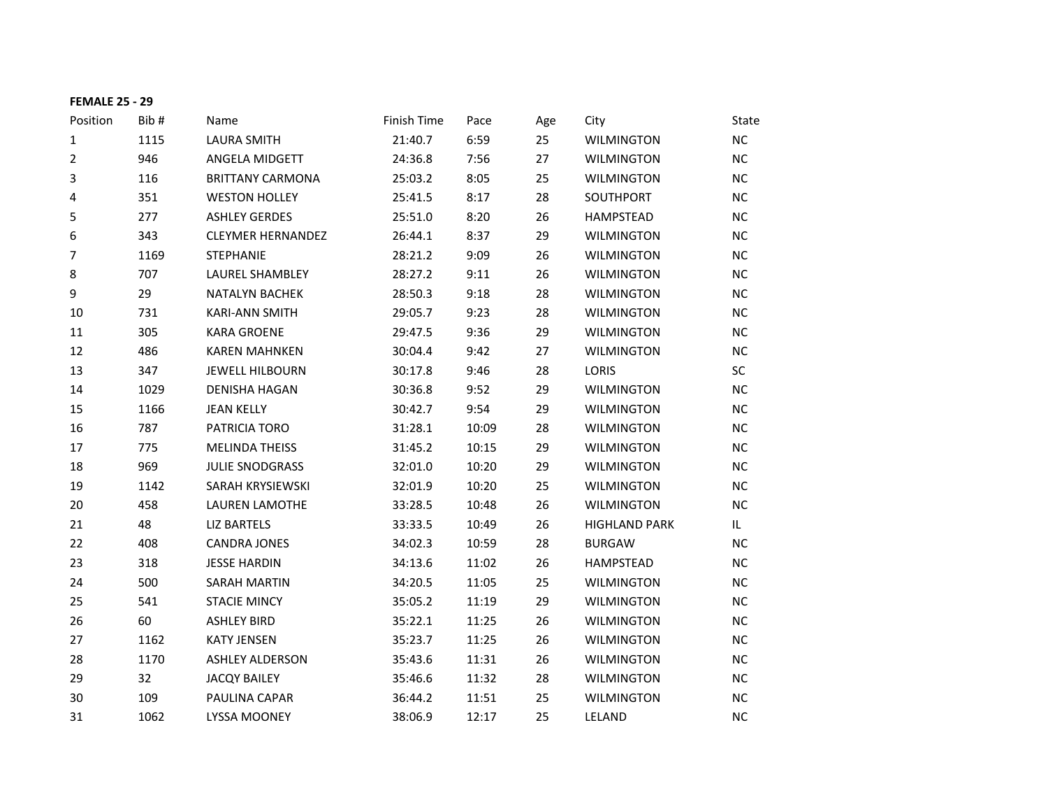**FEMALE 25 - 29**

| Position | Bib # | Name | Finish Time | Pace | Age | City | State |
|---|---|---|---|---|---|---|---|
| 1 | 1115 | LAURA SMITH | 21:40.7 | 6:59 | 25 | WILMINGTON | NC |
| 2 | 946 | ANGELA MIDGETT | 24:36.8 | 7:56 | 27 | WILMINGTON | NC |
| 3 | 116 | BRITTANY CARMONA | 25:03.2 | 8:05 | 25 | WILMINGTON | NC |
| 4 | 351 | WESTON HOLLEY | 25:41.5 | 8:17 | 28 | SOUTHPORT | NC |
| 5 | 277 | ASHLEY GERDES | 25:51.0 | 8:20 | 26 | HAMPSTEAD | NC |
| 6 | 343 | CLEYMER HERNANDEZ | 26:44.1 | 8:37 | 29 | WILMINGTON | NC |
| 7 | 1169 | STEPHANIE | 28:21.2 | 9:09 | 26 | WILMINGTON | NC |
| 8 | 707 | LAUREL SHAMBLEY | 28:27.2 | 9:11 | 26 | WILMINGTON | NC |
| 9 | 29 | NATALYN BACHEK | 28:50.3 | 9:18 | 28 | WILMINGTON | NC |
| 10 | 731 | KARI-ANN SMITH | 29:05.7 | 9:23 | 28 | WILMINGTON | NC |
| 11 | 305 | KARA GROENE | 29:47.5 | 9:36 | 29 | WILMINGTON | NC |
| 12 | 486 | KAREN MAHNKEN | 30:04.4 | 9:42 | 27 | WILMINGTON | NC |
| 13 | 347 | JEWELL HILBOURN | 30:17.8 | 9:46 | 28 | LORIS | SC |
| 14 | 1029 | DENISHA HAGAN | 30:36.8 | 9:52 | 29 | WILMINGTON | NC |
| 15 | 1166 | JEAN KELLY | 30:42.7 | 9:54 | 29 | WILMINGTON | NC |
| 16 | 787 | PATRICIA TORO | 31:28.1 | 10:09 | 28 | WILMINGTON | NC |
| 17 | 775 | MELINDA THEISS | 31:45.2 | 10:15 | 29 | WILMINGTON | NC |
| 18 | 969 | JULIE SNODGRASS | 32:01.0 | 10:20 | 29 | WILMINGTON | NC |
| 19 | 1142 | SARAH KRYSIEWSKI | 32:01.9 | 10:20 | 25 | WILMINGTON | NC |
| 20 | 458 | LAUREN LAMOTHE | 33:28.5 | 10:48 | 26 | WILMINGTON | NC |
| 21 | 48 | LIZ BARTELS | 33:33.5 | 10:49 | 26 | HIGHLAND PARK | IL |
| 22 | 408 | CANDRA JONES | 34:02.3 | 10:59 | 28 | BURGAW | NC |
| 23 | 318 | JESSE HARDIN | 34:13.6 | 11:02 | 26 | HAMPSTEAD | NC |
| 24 | 500 | SARAH MARTIN | 34:20.5 | 11:05 | 25 | WILMINGTON | NC |
| 25 | 541 | STACIE MINCY | 35:05.2 | 11:19 | 29 | WILMINGTON | NC |
| 26 | 60 | ASHLEY BIRD | 35:22.1 | 11:25 | 26 | WILMINGTON | NC |
| 27 | 1162 | KATY JENSEN | 35:23.7 | 11:25 | 26 | WILMINGTON | NC |
| 28 | 1170 | ASHLEY ALDERSON | 35:43.6 | 11:31 | 26 | WILMINGTON | NC |
| 29 | 32 | JACQY BAILEY | 35:46.6 | 11:32 | 28 | WILMINGTON | NC |
| 30 | 109 | PAULINA CAPAR | 36:44.2 | 11:51 | 25 | WILMINGTON | NC |
| 31 | 1062 | LYSSA MOONEY | 38:06.9 | 12:17 | 25 | LELAND | NC |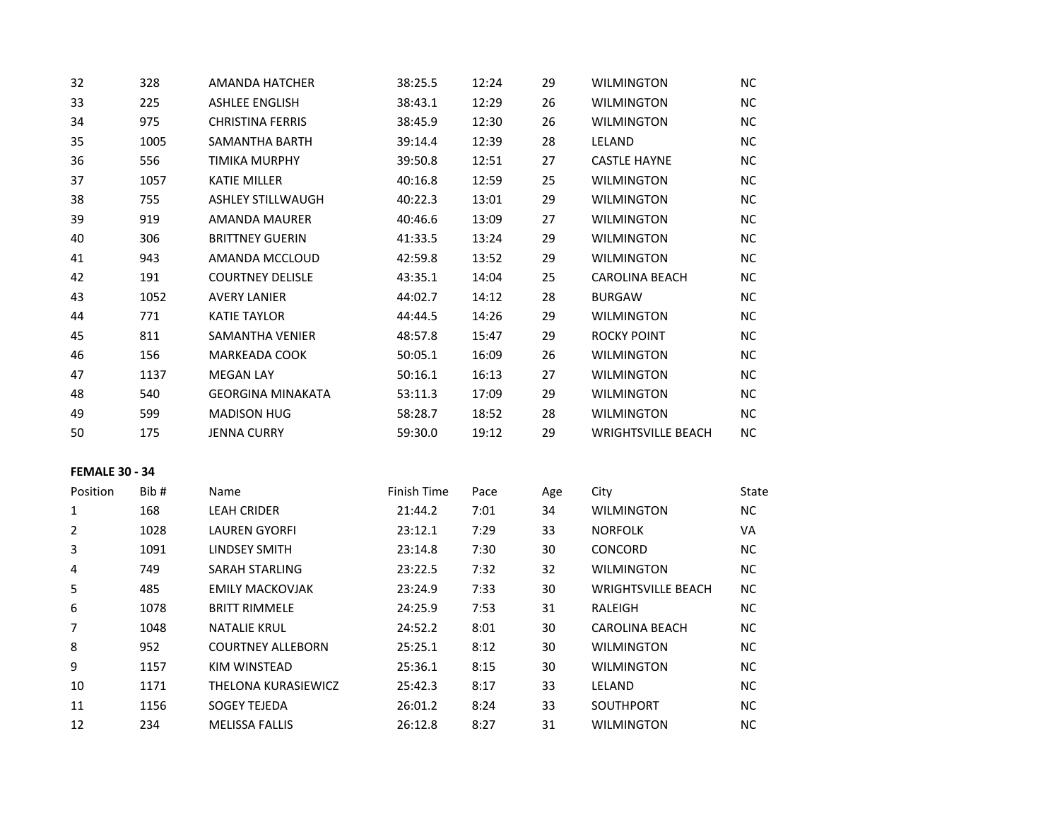| Position | Bib # | Name | Finish Time | Pace | Age | City | State |
|---|---|---|---|---|---|---|---|
| 32 | 328 | AMANDA HATCHER | 38:25.5 | 12:24 | 29 | WILMINGTON | NC |
| 33 | 225 | ASHLEE ENGLISH | 38:43.1 | 12:29 | 26 | WILMINGTON | NC |
| 34 | 975 | CHRISTINA FERRIS | 38:45.9 | 12:30 | 26 | WILMINGTON | NC |
| 35 | 1005 | SAMANTHA BARTH | 39:14.4 | 12:39 | 28 | LELAND | NC |
| 36 | 556 | TIMIKA MURPHY | 39:50.8 | 12:51 | 27 | CASTLE HAYNE | NC |
| 37 | 1057 | KATIE MILLER | 40:16.8 | 12:59 | 25 | WILMINGTON | NC |
| 38 | 755 | ASHLEY STILLWAUGH | 40:22.3 | 13:01 | 29 | WILMINGTON | NC |
| 39 | 919 | AMANDA MAURER | 40:46.6 | 13:09 | 27 | WILMINGTON | NC |
| 40 | 306 | BRITTNEY GUERIN | 41:33.5 | 13:24 | 29 | WILMINGTON | NC |
| 41 | 943 | AMANDA MCCLOUD | 42:59.8 | 13:52 | 29 | WILMINGTON | NC |
| 42 | 191 | COURTNEY DELISLE | 43:35.1 | 14:04 | 25 | CAROLINA BEACH | NC |
| 43 | 1052 | AVERY LANIER | 44:02.7 | 14:12 | 28 | BURGAW | NC |
| 44 | 771 | KATIE TAYLOR | 44:44.5 | 14:26 | 29 | WILMINGTON | NC |
| 45 | 811 | SAMANTHA VENIER | 48:57.8 | 15:47 | 29 | ROCKY POINT | NC |
| 46 | 156 | MARKEADA COOK | 50:05.1 | 16:09 | 26 | WILMINGTON | NC |
| 47 | 1137 | MEGAN LAY | 50:16.1 | 16:13 | 27 | WILMINGTON | NC |
| 48 | 540 | GEORGINA MINAKATA | 53:11.3 | 17:09 | 29 | WILMINGTON | NC |
| 49 | 599 | MADISON HUG | 58:28.7 | 18:52 | 28 | WILMINGTON | NC |
| 50 | 175 | JENNA CURRY | 59:30.0 | 19:12 | 29 | WRIGHTSVILLE BEACH | NC |

**FEMALE 30 - 34**

| Position | Bib # | Name | Finish Time | Pace | Age | City | State |
|---|---|---|---|---|---|---|---|
| 1 | 168 | LEAH CRIDER | 21:44.2 | 7:01 | 34 | WILMINGTON | NC |
| 2 | 1028 | LAUREN GYORFI | 23:12.1 | 7:29 | 33 | NORFOLK | VA |
| 3 | 1091 | LINDSEY SMITH | 23:14.8 | 7:30 | 30 | CONCORD | NC |
| 4 | 749 | SARAH STARLING | 23:22.5 | 7:32 | 32 | WILMINGTON | NC |
| 5 | 485 | EMILY MACKOVJAK | 23:24.9 | 7:33 | 30 | WRIGHTSVILLE BEACH | NC |
| 6 | 1078 | BRITT RIMMELE | 24:25.9 | 7:53 | 31 | RALEIGH | NC |
| 7 | 1048 | NATALIE KRUL | 24:52.2 | 8:01 | 30 | CAROLINA BEACH | NC |
| 8 | 952 | COURTNEY ALLEBORN | 25:25.1 | 8:12 | 30 | WILMINGTON | NC |
| 9 | 1157 | KIM WINSTEAD | 25:36.1 | 8:15 | 30 | WILMINGTON | NC |
| 10 | 1171 | THELONA KURASIEWICZ | 25:42.3 | 8:17 | 33 | LELAND | NC |
| 11 | 1156 | SOGEY TEJEDA | 26:01.2 | 8:24 | 33 | SOUTHPORT | NC |
| 12 | 234 | MELISSA FALLIS | 26:12.8 | 8:27 | 31 | WILMINGTON | NC |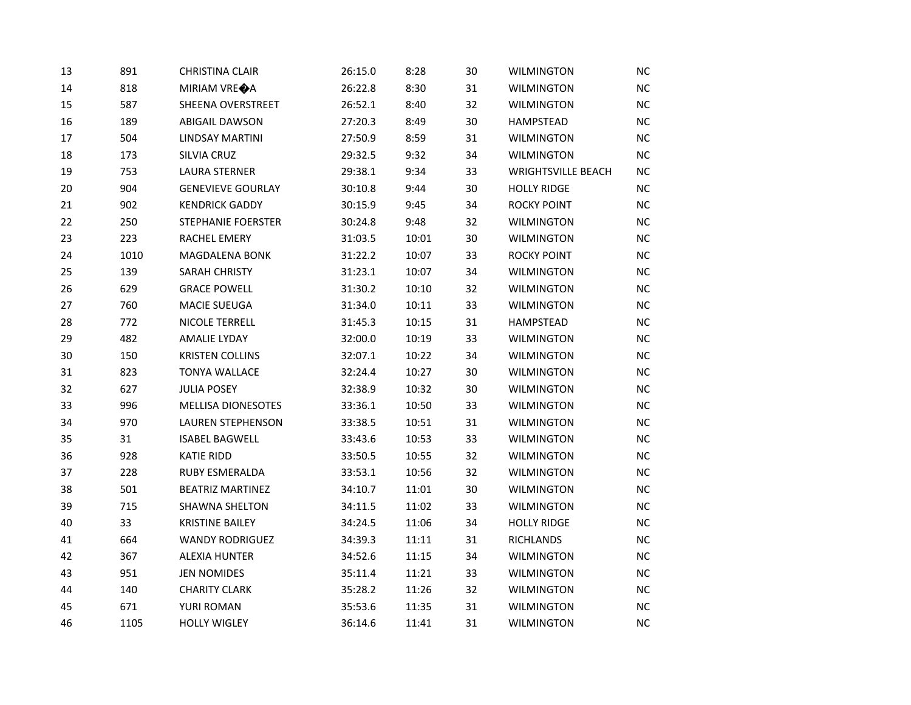| | | | | | | | |
|---|---|---|---|---|---|---|---|
| 13 | 891 | CHRISTINA CLAIR | 26:15.0 | 8:28 | 30 | WILMINGTON | NC |
| 14 | 818 | MIRIAM VRE�A | 26:22.8 | 8:30 | 31 | WILMINGTON | NC |
| 15 | 587 | SHEENA OVERSTREET | 26:52.1 | 8:40 | 32 | WILMINGTON | NC |
| 16 | 189 | ABIGAIL DAWSON | 27:20.3 | 8:49 | 30 | HAMPSTEAD | NC |
| 17 | 504 | LINDSAY MARTINI | 27:50.9 | 8:59 | 31 | WILMINGTON | NC |
| 18 | 173 | SILVIA CRUZ | 29:32.5 | 9:32 | 34 | WILMINGTON | NC |
| 19 | 753 | LAURA STERNER | 29:38.1 | 9:34 | 33 | WRIGHTSVILLE BEACH | NC |
| 20 | 904 | GENEVIEVE GOURLAY | 30:10.8 | 9:44 | 30 | HOLLY RIDGE | NC |
| 21 | 902 | KENDRICK GADDY | 30:15.9 | 9:45 | 34 | ROCKY POINT | NC |
| 22 | 250 | STEPHANIE FOERSTER | 30:24.8 | 9:48 | 32 | WILMINGTON | NC |
| 23 | 223 | RACHEL EMERY | 31:03.5 | 10:01 | 30 | WILMINGTON | NC |
| 24 | 1010 | MAGDALENA BONK | 31:22.2 | 10:07 | 33 | ROCKY POINT | NC |
| 25 | 139 | SARAH CHRISTY | 31:23.1 | 10:07 | 34 | WILMINGTON | NC |
| 26 | 629 | GRACE POWELL | 31:30.2 | 10:10 | 32 | WILMINGTON | NC |
| 27 | 760 | MACIE SUEUGA | 31:34.0 | 10:11 | 33 | WILMINGTON | NC |
| 28 | 772 | NICOLE TERRELL | 31:45.3 | 10:15 | 31 | HAMPSTEAD | NC |
| 29 | 482 | AMALIE LYDAY | 32:00.0 | 10:19 | 33 | WILMINGTON | NC |
| 30 | 150 | KRISTEN COLLINS | 32:07.1 | 10:22 | 34 | WILMINGTON | NC |
| 31 | 823 | TONYA WALLACE | 32:24.4 | 10:27 | 30 | WILMINGTON | NC |
| 32 | 627 | JULIA POSEY | 32:38.9 | 10:32 | 30 | WILMINGTON | NC |
| 33 | 996 | MELLISA DIONESOTES | 33:36.1 | 10:50 | 33 | WILMINGTON | NC |
| 34 | 970 | LAUREN STEPHENSON | 33:38.5 | 10:51 | 31 | WILMINGTON | NC |
| 35 | 31 | ISABEL BAGWELL | 33:43.6 | 10:53 | 33 | WILMINGTON | NC |
| 36 | 928 | KATIE RIDD | 33:50.5 | 10:55 | 32 | WILMINGTON | NC |
| 37 | 228 | RUBY ESMERALDA | 33:53.1 | 10:56 | 32 | WILMINGTON | NC |
| 38 | 501 | BEATRIZ MARTINEZ | 34:10.7 | 11:01 | 30 | WILMINGTON | NC |
| 39 | 715 | SHAWNA SHELTON | 34:11.5 | 11:02 | 33 | WILMINGTON | NC |
| 40 | 33 | KRISTINE BAILEY | 34:24.5 | 11:06 | 34 | HOLLY RIDGE | NC |
| 41 | 664 | WANDY RODRIGUEZ | 34:39.3 | 11:11 | 31 | RICHLANDS | NC |
| 42 | 367 | ALEXIA HUNTER | 34:52.6 | 11:15 | 34 | WILMINGTON | NC |
| 43 | 951 | JEN NOMIDES | 35:11.4 | 11:21 | 33 | WILMINGTON | NC |
| 44 | 140 | CHARITY CLARK | 35:28.2 | 11:26 | 32 | WILMINGTON | NC |
| 45 | 671 | YURI ROMAN | 35:53.6 | 11:35 | 31 | WILMINGTON | NC |
| 46 | 1105 | HOLLY WIGLEY | 36:14.6 | 11:41 | 31 | WILMINGTON | NC |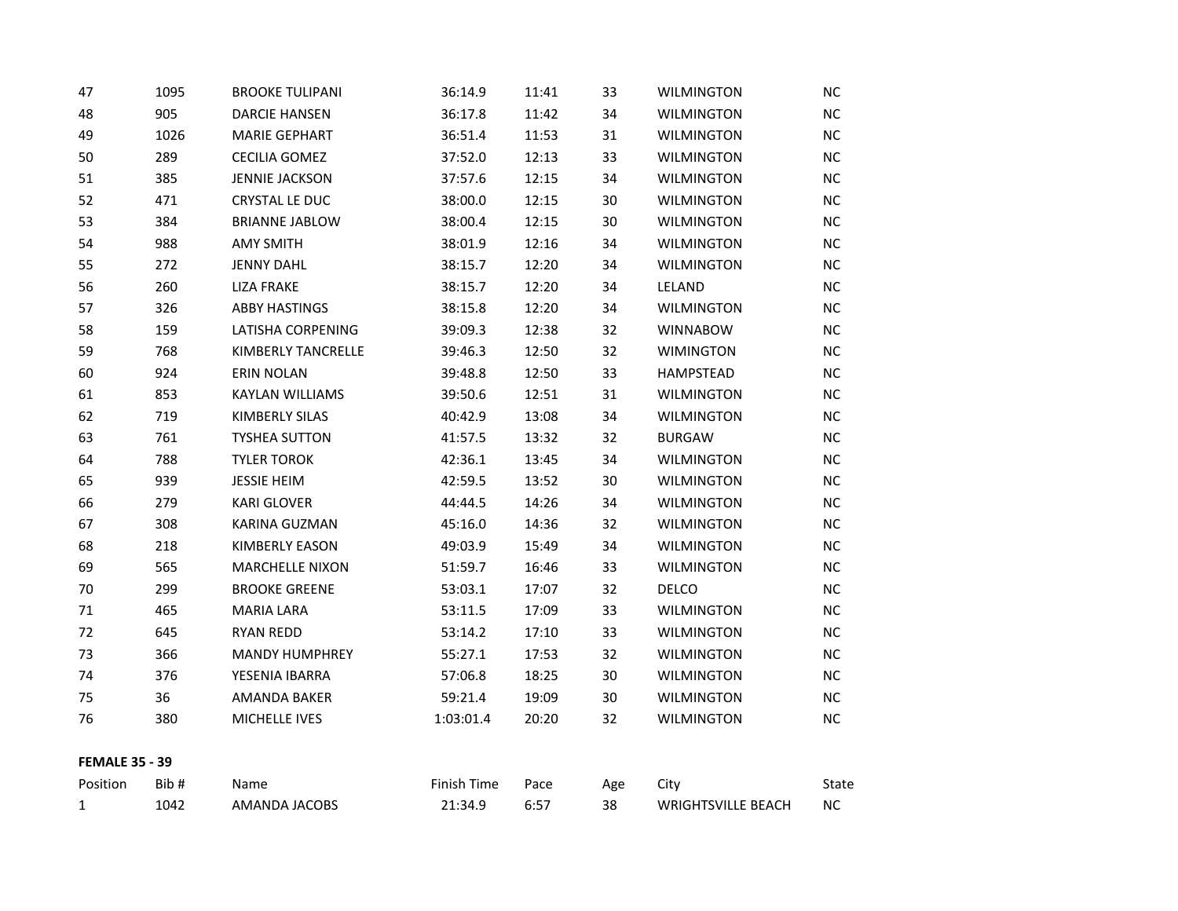| | | | | | | | |
|---|---|---|---|---|---|---|---|
| 47 | 1095 | BROOKE TULIPANI | 36:14.9 | 11:41 | 33 | WILMINGTON | NC |
| 48 | 905 | DARCIE HANSEN | 36:17.8 | 11:42 | 34 | WILMINGTON | NC |
| 49 | 1026 | MARIE GEPHART | 36:51.4 | 11:53 | 31 | WILMINGTON | NC |
| 50 | 289 | CECILIA GOMEZ | 37:52.0 | 12:13 | 33 | WILMINGTON | NC |
| 51 | 385 | JENNIE JACKSON | 37:57.6 | 12:15 | 34 | WILMINGTON | NC |
| 52 | 471 | CRYSTAL LE DUC | 38:00.0 | 12:15 | 30 | WILMINGTON | NC |
| 53 | 384 | BRIANNE JABLOW | 38:00.4 | 12:15 | 30 | WILMINGTON | NC |
| 54 | 988 | AMY SMITH | 38:01.9 | 12:16 | 34 | WILMINGTON | NC |
| 55 | 272 | JENNY DAHL | 38:15.7 | 12:20 | 34 | WILMINGTON | NC |
| 56 | 260 | LIZA FRAKE | 38:15.7 | 12:20 | 34 | LELAND | NC |
| 57 | 326 | ABBY HASTINGS | 38:15.8 | 12:20 | 34 | WILMINGTON | NC |
| 58 | 159 | LATISHA CORPENING | 39:09.3 | 12:38 | 32 | WINNABOW | NC |
| 59 | 768 | KIMBERLY TANCRELLE | 39:46.3 | 12:50 | 32 | WIMINGTON | NC |
| 60 | 924 | ERIN NOLAN | 39:48.8 | 12:50 | 33 | HAMPSTEAD | NC |
| 61 | 853 | KAYLAN WILLIAMS | 39:50.6 | 12:51 | 31 | WILMINGTON | NC |
| 62 | 719 | KIMBERLY SILAS | 40:42.9 | 13:08 | 34 | WILMINGTON | NC |
| 63 | 761 | TYSHEA SUTTON | 41:57.5 | 13:32 | 32 | BURGAW | NC |
| 64 | 788 | TYLER TOROK | 42:36.1 | 13:45 | 34 | WILMINGTON | NC |
| 65 | 939 | JESSIE HEIM | 42:59.5 | 13:52 | 30 | WILMINGTON | NC |
| 66 | 279 | KARI GLOVER | 44:44.5 | 14:26 | 34 | WILMINGTON | NC |
| 67 | 308 | KARINA GUZMAN | 45:16.0 | 14:36 | 32 | WILMINGTON | NC |
| 68 | 218 | KIMBERLY EASON | 49:03.9 | 15:49 | 34 | WILMINGTON | NC |
| 69 | 565 | MARCHELLE NIXON | 51:59.7 | 16:46 | 33 | WILMINGTON | NC |
| 70 | 299 | BROOKE GREENE | 53:03.1 | 17:07 | 32 | DELCO | NC |
| 71 | 465 | MARIA LARA | 53:11.5 | 17:09 | 33 | WILMINGTON | NC |
| 72 | 645 | RYAN REDD | 53:14.2 | 17:10 | 33 | WILMINGTON | NC |
| 73 | 366 | MANDY HUMPHREY | 55:27.1 | 17:53 | 32 | WILMINGTON | NC |
| 74 | 376 | YESENIA IBARRA | 57:06.8 | 18:25 | 30 | WILMINGTON | NC |
| 75 | 36 | AMANDA BAKER | 59:21.4 | 19:09 | 30 | WILMINGTON | NC |
| 76 | 380 | MICHELLE IVES | 1:03:01.4 | 20:20 | 32 | WILMINGTON | NC |

**FEMALE 35 - 39**

| Position | Bib # | Name | Finish Time | Pace | Age | City | State |
|---|---|---|---|---|---|---|---|
| 1 | 1042 | AMANDA JACOBS | 21:34.9 | 6:57 | 38 | WRIGHTSVILLE BEACH | NC |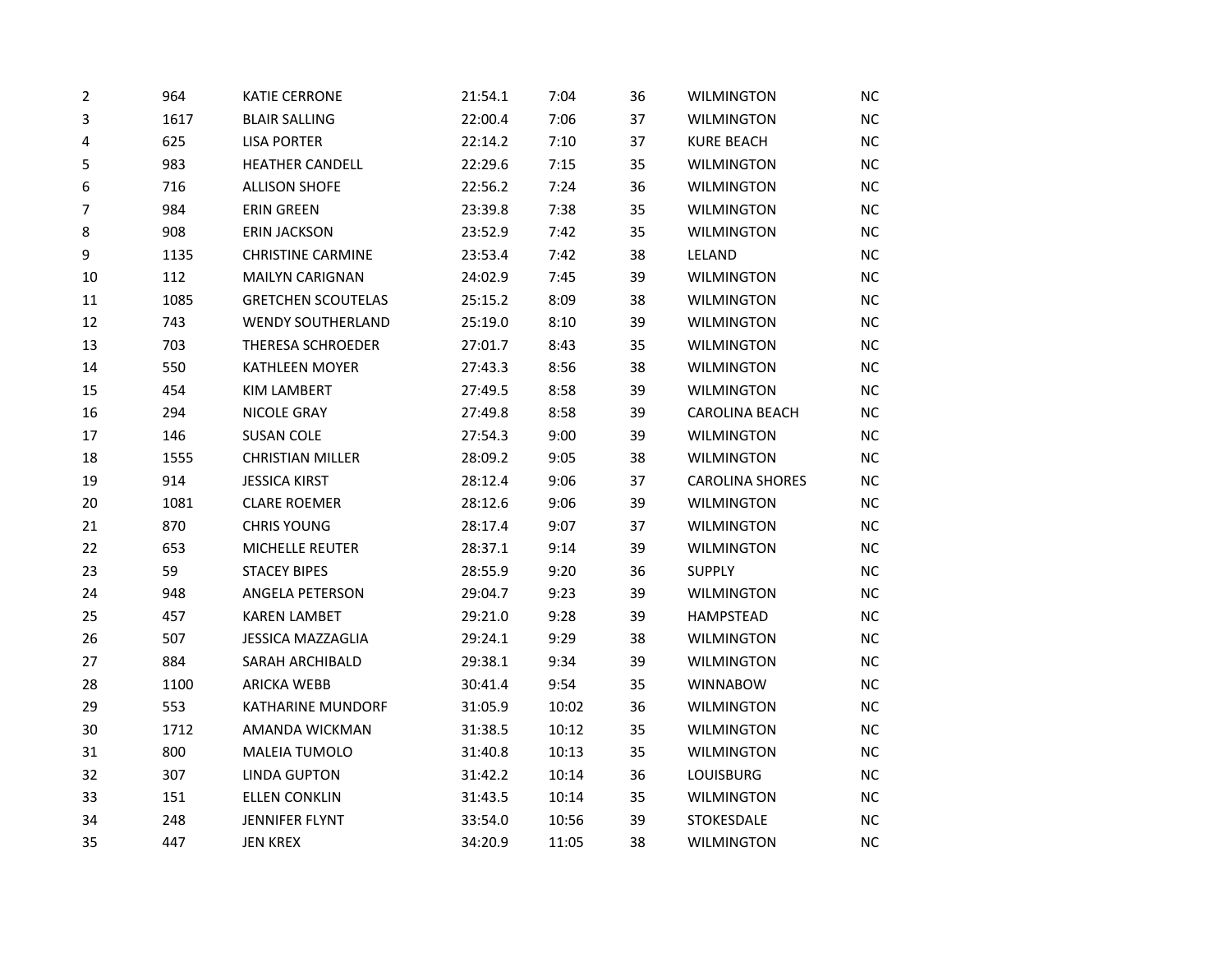| | | | | | | | |
|---|---|---|---|---|---|---|---|
| 2 | 964 | KATIE CERRONE | 21:54.1 | 7:04 | 36 | WILMINGTON | NC |
| 3 | 1617 | BLAIR SALLING | 22:00.4 | 7:06 | 37 | WILMINGTON | NC |
| 4 | 625 | LISA PORTER | 22:14.2 | 7:10 | 37 | KURE BEACH | NC |
| 5 | 983 | HEATHER CANDELL | 22:29.6 | 7:15 | 35 | WILMINGTON | NC |
| 6 | 716 | ALLISON SHOFE | 22:56.2 | 7:24 | 36 | WILMINGTON | NC |
| 7 | 984 | ERIN GREEN | 23:39.8 | 7:38 | 35 | WILMINGTON | NC |
| 8 | 908 | ERIN JACKSON | 23:52.9 | 7:42 | 35 | WILMINGTON | NC |
| 9 | 1135 | CHRISTINE CARMINE | 23:53.4 | 7:42 | 38 | LELAND | NC |
| 10 | 112 | MAILYN CARIGNAN | 24:02.9 | 7:45 | 39 | WILMINGTON | NC |
| 11 | 1085 | GRETCHEN SCOUTELAS | 25:15.2 | 8:09 | 38 | WILMINGTON | NC |
| 12 | 743 | WENDY SOUTHERLAND | 25:19.0 | 8:10 | 39 | WILMINGTON | NC |
| 13 | 703 | THERESA SCHROEDER | 27:01.7 | 8:43 | 35 | WILMINGTON | NC |
| 14 | 550 | KATHLEEN MOYER | 27:43.3 | 8:56 | 38 | WILMINGTON | NC |
| 15 | 454 | KIM LAMBERT | 27:49.5 | 8:58 | 39 | WILMINGTON | NC |
| 16 | 294 | NICOLE GRAY | 27:49.8 | 8:58 | 39 | CAROLINA BEACH | NC |
| 17 | 146 | SUSAN COLE | 27:54.3 | 9:00 | 39 | WILMINGTON | NC |
| 18 | 1555 | CHRISTIAN MILLER | 28:09.2 | 9:05 | 38 | WILMINGTON | NC |
| 19 | 914 | JESSICA KIRST | 28:12.4 | 9:06 | 37 | CAROLINA SHORES | NC |
| 20 | 1081 | CLARE ROEMER | 28:12.6 | 9:06 | 39 | WILMINGTON | NC |
| 21 | 870 | CHRIS YOUNG | 28:17.4 | 9:07 | 37 | WILMINGTON | NC |
| 22 | 653 | MICHELLE REUTER | 28:37.1 | 9:14 | 39 | WILMINGTON | NC |
| 23 | 59 | STACEY BIPES | 28:55.9 | 9:20 | 36 | SUPPLY | NC |
| 24 | 948 | ANGELA PETERSON | 29:04.7 | 9:23 | 39 | WILMINGTON | NC |
| 25 | 457 | KAREN LAMBET | 29:21.0 | 9:28 | 39 | HAMPSTEAD | NC |
| 26 | 507 | JESSICA MAZZAGLIA | 29:24.1 | 9:29 | 38 | WILMINGTON | NC |
| 27 | 884 | SARAH ARCHIBALD | 29:38.1 | 9:34 | 39 | WILMINGTON | NC |
| 28 | 1100 | ARICKA WEBB | 30:41.4 | 9:54 | 35 | WINNABOW | NC |
| 29 | 553 | KATHARINE MUNDORF | 31:05.9 | 10:02 | 36 | WILMINGTON | NC |
| 30 | 1712 | AMANDA WICKMAN | 31:38.5 | 10:12 | 35 | WILMINGTON | NC |
| 31 | 800 | MALEIA TUMOLO | 31:40.8 | 10:13 | 35 | WILMINGTON | NC |
| 32 | 307 | LINDA GUPTON | 31:42.2 | 10:14 | 36 | LOUISBURG | NC |
| 33 | 151 | ELLEN CONKLIN | 31:43.5 | 10:14 | 35 | WILMINGTON | NC |
| 34 | 248 | JENNIFER FLYNT | 33:54.0 | 10:56 | 39 | STOKESDALE | NC |
| 35 | 447 | JEN KREX | 34:20.9 | 11:05 | 38 | WILMINGTON | NC |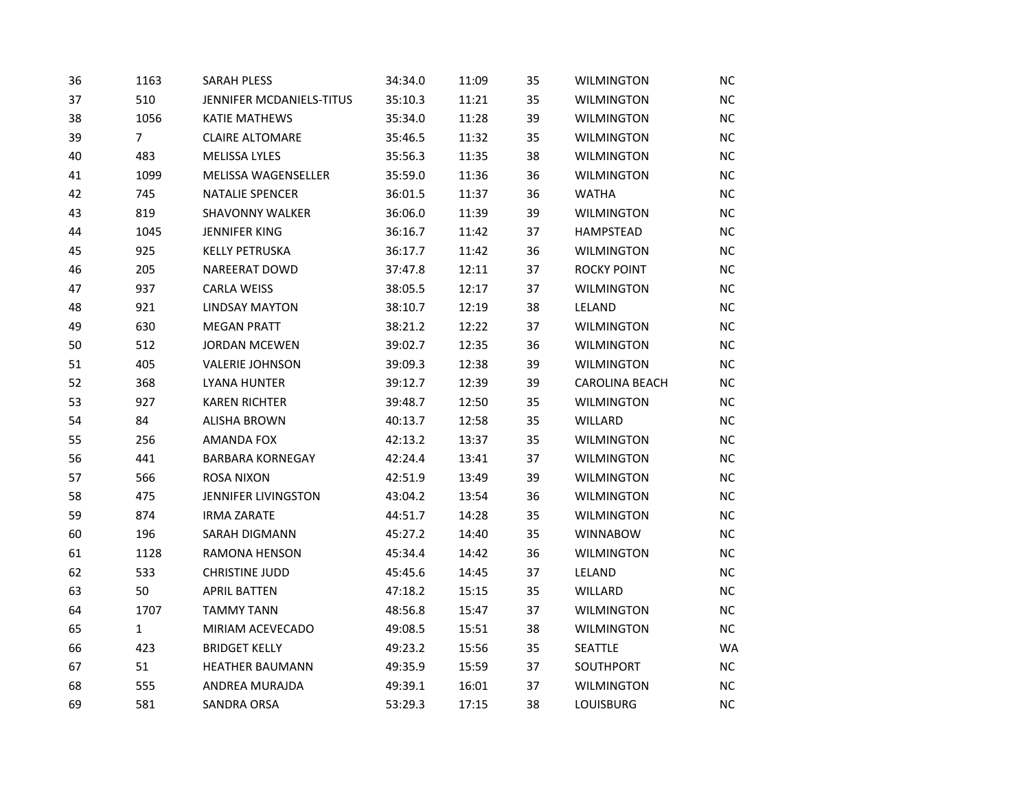| | | | | | | | |
|---|---|---|---|---|---|---|---|
| 36 | 1163 | SARAH PLESS | 34:34.0 | 11:09 | 35 | WILMINGTON | NC |
| 37 | 510 | JENNIFER MCDANIELS-TITUS | 35:10.3 | 11:21 | 35 | WILMINGTON | NC |
| 38 | 1056 | KATIE MATHEWS | 35:34.0 | 11:28 | 39 | WILMINGTON | NC |
| 39 | 7 | CLAIRE ALTOMARE | 35:46.5 | 11:32 | 35 | WILMINGTON | NC |
| 40 | 483 | MELISSA LYLES | 35:56.3 | 11:35 | 38 | WILMINGTON | NC |
| 41 | 1099 | MELISSA WAGENSELLER | 35:59.0 | 11:36 | 36 | WILMINGTON | NC |
| 42 | 745 | NATALIE SPENCER | 36:01.5 | 11:37 | 36 | WATHA | NC |
| 43 | 819 | SHAVONNY WALKER | 36:06.0 | 11:39 | 39 | WILMINGTON | NC |
| 44 | 1045 | JENNIFER KING | 36:16.7 | 11:42 | 37 | HAMPSTEAD | NC |
| 45 | 925 | KELLY PETRUSKA | 36:17.7 | 11:42 | 36 | WILMINGTON | NC |
| 46 | 205 | NAREERAT DOWD | 37:47.8 | 12:11 | 37 | ROCKY POINT | NC |
| 47 | 937 | CARLA WEISS | 38:05.5 | 12:17 | 37 | WILMINGTON | NC |
| 48 | 921 | LINDSAY MAYTON | 38:10.7 | 12:19 | 38 | LELAND | NC |
| 49 | 630 | MEGAN PRATT | 38:21.2 | 12:22 | 37 | WILMINGTON | NC |
| 50 | 512 | JORDAN MCEWEN | 39:02.7 | 12:35 | 36 | WILMINGTON | NC |
| 51 | 405 | VALERIE JOHNSON | 39:09.3 | 12:38 | 39 | WILMINGTON | NC |
| 52 | 368 | LYANA HUNTER | 39:12.7 | 12:39 | 39 | CAROLINA BEACH | NC |
| 53 | 927 | KAREN RICHTER | 39:48.7 | 12:50 | 35 | WILMINGTON | NC |
| 54 | 84 | ALISHA BROWN | 40:13.7 | 12:58 | 35 | WILLARD | NC |
| 55 | 256 | AMANDA FOX | 42:13.2 | 13:37 | 35 | WILMINGTON | NC |
| 56 | 441 | BARBARA KORNEGAY | 42:24.4 | 13:41 | 37 | WILMINGTON | NC |
| 57 | 566 | ROSA NIXON | 42:51.9 | 13:49 | 39 | WILMINGTON | NC |
| 58 | 475 | JENNIFER LIVINGSTON | 43:04.2 | 13:54 | 36 | WILMINGTON | NC |
| 59 | 874 | IRMA ZARATE | 44:51.7 | 14:28 | 35 | WILMINGTON | NC |
| 60 | 196 | SARAH DIGMANN | 45:27.2 | 14:40 | 35 | WINNABOW | NC |
| 61 | 1128 | RAMONA HENSON | 45:34.4 | 14:42 | 36 | WILMINGTON | NC |
| 62 | 533 | CHRISTINE JUDD | 45:45.6 | 14:45 | 37 | LELAND | NC |
| 63 | 50 | APRIL BATTEN | 47:18.2 | 15:15 | 35 | WILLARD | NC |
| 64 | 1707 | TAMMY TANN | 48:56.8 | 15:47 | 37 | WILMINGTON | NC |
| 65 | 1 | MIRIAM ACEVECADO | 49:08.5 | 15:51 | 38 | WILMINGTON | NC |
| 66 | 423 | BRIDGET KELLY | 49:23.2 | 15:56 | 35 | SEATTLE | WA |
| 67 | 51 | HEATHER BAUMANN | 49:35.9 | 15:59 | 37 | SOUTHPORT | NC |
| 68 | 555 | ANDREA MURAJDA | 49:39.1 | 16:01 | 37 | WILMINGTON | NC |
| 69 | 581 | SANDRA ORSA | 53:29.3 | 17:15 | 38 | LOUISBURG | NC |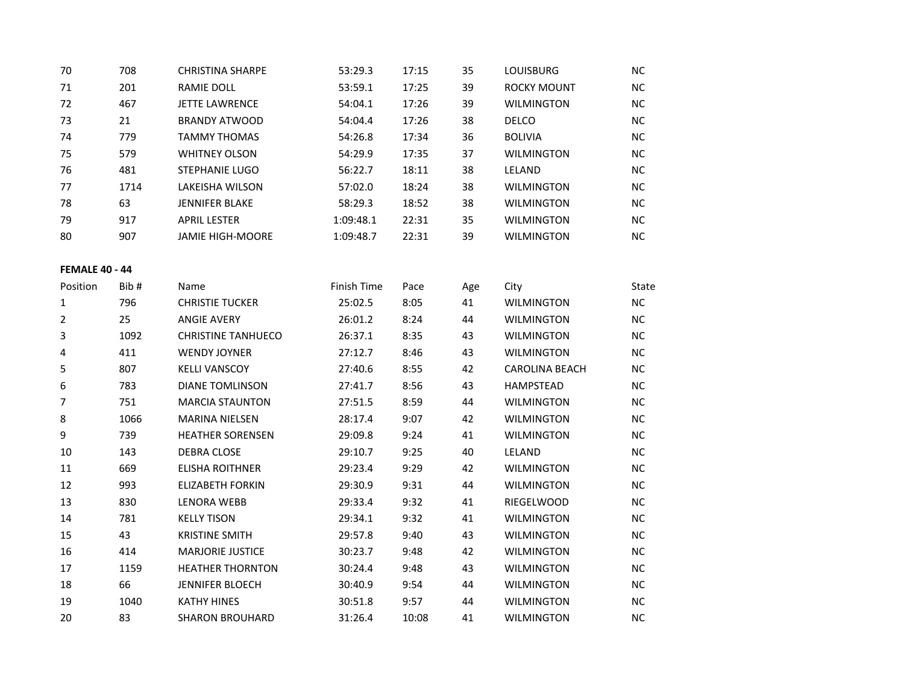| Position | Bib # | Name | Finish Time | Pace | Age | City | State |
|---|---|---|---|---|---|---|---|
| 70 | 708 | CHRISTINA SHARPE | 53:29.3 | 17:15 | 35 | LOUISBURG | NC |
| 71 | 201 | RAMIE DOLL | 53:59.1 | 17:25 | 39 | ROCKY MOUNT | NC |
| 72 | 467 | JETTE LAWRENCE | 54:04.1 | 17:26 | 39 | WILMINGTON | NC |
| 73 | 21 | BRANDY ATWOOD | 54:04.4 | 17:26 | 38 | DELCO | NC |
| 74 | 779 | TAMMY THOMAS | 54:26.8 | 17:34 | 36 | BOLIVIA | NC |
| 75 | 579 | WHITNEY OLSON | 54:29.9 | 17:35 | 37 | WILMINGTON | NC |
| 76 | 481 | STEPHANIE LUGO | 56:22.7 | 18:11 | 38 | LELAND | NC |
| 77 | 1714 | LAKEISHA WILSON | 57:02.0 | 18:24 | 38 | WILMINGTON | NC |
| 78 | 63 | JENNIFER BLAKE | 58:29.3 | 18:52 | 38 | WILMINGTON | NC |
| 79 | 917 | APRIL LESTER | 1:09:48.1 | 22:31 | 35 | WILMINGTON | NC |
| 80 | 907 | JAMIE HIGH-MOORE | 1:09:48.7 | 22:31 | 39 | WILMINGTON | NC |

**FEMALE 40 - 44**

| Position | Bib # | Name | Finish Time | Pace | Age | City | State |
|---|---|---|---|---|---|---|---|
| 1 | 796 | CHRISTIE TUCKER | 25:02.5 | 8:05 | 41 | WILMINGTON | NC |
| 2 | 25 | ANGIE AVERY | 26:01.2 | 8:24 | 44 | WILMINGTON | NC |
| 3 | 1092 | CHRISTINE TANHUECO | 26:37.1 | 8:35 | 43 | WILMINGTON | NC |
| 4 | 411 | WENDY JOYNER | 27:12.7 | 8:46 | 43 | WILMINGTON | NC |
| 5 | 807 | KELLI VANSCOY | 27:40.6 | 8:55 | 42 | CAROLINA BEACH | NC |
| 6 | 783 | DIANE TOMLINSON | 27:41.7 | 8:56 | 43 | HAMPSTEAD | NC |
| 7 | 751 | MARCIA STAUNTON | 27:51.5 | 8:59 | 44 | WILMINGTON | NC |
| 8 | 1066 | MARINA NIELSEN | 28:17.4 | 9:07 | 42 | WILMINGTON | NC |
| 9 | 739 | HEATHER SORENSEN | 29:09.8 | 9:24 | 41 | WILMINGTON | NC |
| 10 | 143 | DEBRA CLOSE | 29:10.7 | 9:25 | 40 | LELAND | NC |
| 11 | 669 | ELISHA ROITHNER | 29:23.4 | 9:29 | 42 | WILMINGTON | NC |
| 12 | 993 | ELIZABETH FORKIN | 29:30.9 | 9:31 | 44 | WILMINGTON | NC |
| 13 | 830 | LENORA WEBB | 29:33.4 | 9:32 | 41 | RIEGELWOOD | NC |
| 14 | 781 | KELLY TISON | 29:34.1 | 9:32 | 41 | WILMINGTON | NC |
| 15 | 43 | KRISTINE SMITH | 29:57.8 | 9:40 | 43 | WILMINGTON | NC |
| 16 | 414 | MARJORIE JUSTICE | 30:23.7 | 9:48 | 42 | WILMINGTON | NC |
| 17 | 1159 | HEATHER THORNTON | 30:24.4 | 9:48 | 43 | WILMINGTON | NC |
| 18 | 66 | JENNIFER BLOECH | 30:40.9 | 9:54 | 44 | WILMINGTON | NC |
| 19 | 1040 | KATHY HINES | 30:51.8 | 9:57 | 44 | WILMINGTON | NC |
| 20 | 83 | SHARON BROUHARD | 31:26.4 | 10:08 | 41 | WILMINGTON | NC |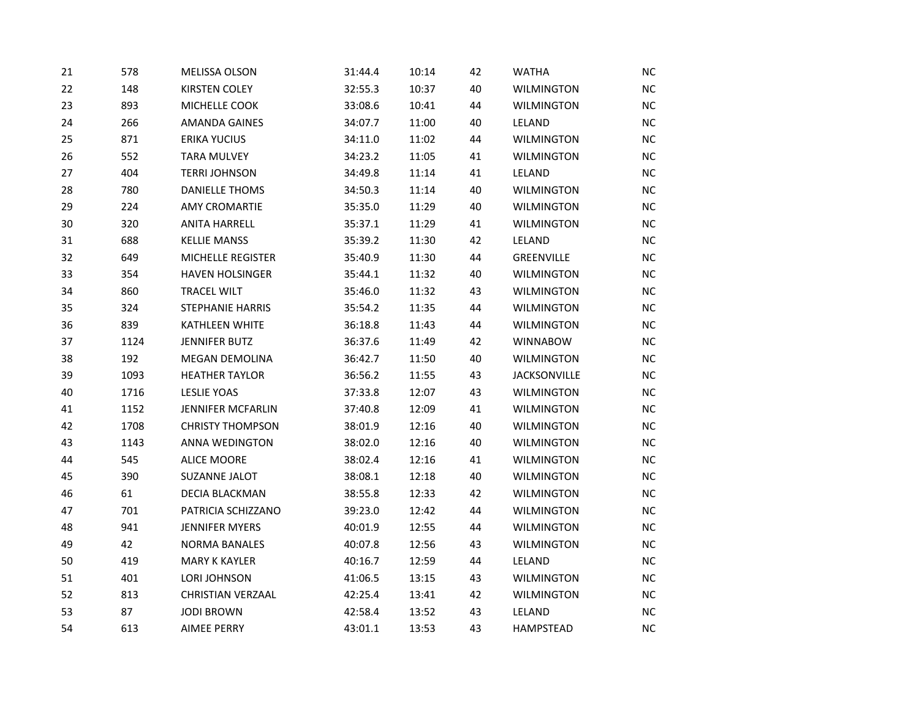| | | | | | | | |
|---|---|---|---|---|---|---|---|
| 21 | 578 | MELISSA OLSON | 31:44.4 | 10:14 | 42 | WATHA | NC |
| 22 | 148 | KIRSTEN COLEY | 32:55.3 | 10:37 | 40 | WILMINGTON | NC |
| 23 | 893 | MICHELLE COOK | 33:08.6 | 10:41 | 44 | WILMINGTON | NC |
| 24 | 266 | AMANDA GAINES | 34:07.7 | 11:00 | 40 | LELAND | NC |
| 25 | 871 | ERIKA YUCIUS | 34:11.0 | 11:02 | 44 | WILMINGTON | NC |
| 26 | 552 | TARA MULVEY | 34:23.2 | 11:05 | 41 | WILMINGTON | NC |
| 27 | 404 | TERRI JOHNSON | 34:49.8 | 11:14 | 41 | LELAND | NC |
| 28 | 780 | DANIELLE THOMS | 34:50.3 | 11:14 | 40 | WILMINGTON | NC |
| 29 | 224 | AMY CROMARTIE | 35:35.0 | 11:29 | 40 | WILMINGTON | NC |
| 30 | 320 | ANITA HARRELL | 35:37.1 | 11:29 | 41 | WILMINGTON | NC |
| 31 | 688 | KELLIE MANSS | 35:39.2 | 11:30 | 42 | LELAND | NC |
| 32 | 649 | MICHELLE REGISTER | 35:40.9 | 11:30 | 44 | GREENVILLE | NC |
| 33 | 354 | HAVEN HOLSINGER | 35:44.1 | 11:32 | 40 | WILMINGTON | NC |
| 34 | 860 | TRACEL WILT | 35:46.0 | 11:32 | 43 | WILMINGTON | NC |
| 35 | 324 | STEPHANIE HARRIS | 35:54.2 | 11:35 | 44 | WILMINGTON | NC |
| 36 | 839 | KATHLEEN WHITE | 36:18.8 | 11:43 | 44 | WILMINGTON | NC |
| 37 | 1124 | JENNIFER BUTZ | 36:37.6 | 11:49 | 42 | WINNABOW | NC |
| 38 | 192 | MEGAN DEMOLINA | 36:42.7 | 11:50 | 40 | WILMINGTON | NC |
| 39 | 1093 | HEATHER TAYLOR | 36:56.2 | 11:55 | 43 | JACKSONVILLE | NC |
| 40 | 1716 | LESLIE YOAS | 37:33.8 | 12:07 | 43 | WILMINGTON | NC |
| 41 | 1152 | JENNIFER MCFARLIN | 37:40.8 | 12:09 | 41 | WILMINGTON | NC |
| 42 | 1708 | CHRISTY THOMPSON | 38:01.9 | 12:16 | 40 | WILMINGTON | NC |
| 43 | 1143 | ANNA WEDINGTON | 38:02.0 | 12:16 | 40 | WILMINGTON | NC |
| 44 | 545 | ALICE MOORE | 38:02.4 | 12:16 | 41 | WILMINGTON | NC |
| 45 | 390 | SUZANNE JALOT | 38:08.1 | 12:18 | 40 | WILMINGTON | NC |
| 46 | 61 | DECIA BLACKMAN | 38:55.8 | 12:33 | 42 | WILMINGTON | NC |
| 47 | 701 | PATRICIA SCHIZZANO | 39:23.0 | 12:42 | 44 | WILMINGTON | NC |
| 48 | 941 | JENNIFER MYERS | 40:01.9 | 12:55 | 44 | WILMINGTON | NC |
| 49 | 42 | NORMA BANALES | 40:07.8 | 12:56 | 43 | WILMINGTON | NC |
| 50 | 419 | MARY K KAYLER | 40:16.7 | 12:59 | 44 | LELAND | NC |
| 51 | 401 | LORI JOHNSON | 41:06.5 | 13:15 | 43 | WILMINGTON | NC |
| 52 | 813 | CHRISTIAN VERZAAL | 42:25.4 | 13:41 | 42 | WILMINGTON | NC |
| 53 | 87 | JODI BROWN | 42:58.4 | 13:52 | 43 | LELAND | NC |
| 54 | 613 | AIMEE PERRY | 43:01.1 | 13:53 | 43 | HAMPSTEAD | NC |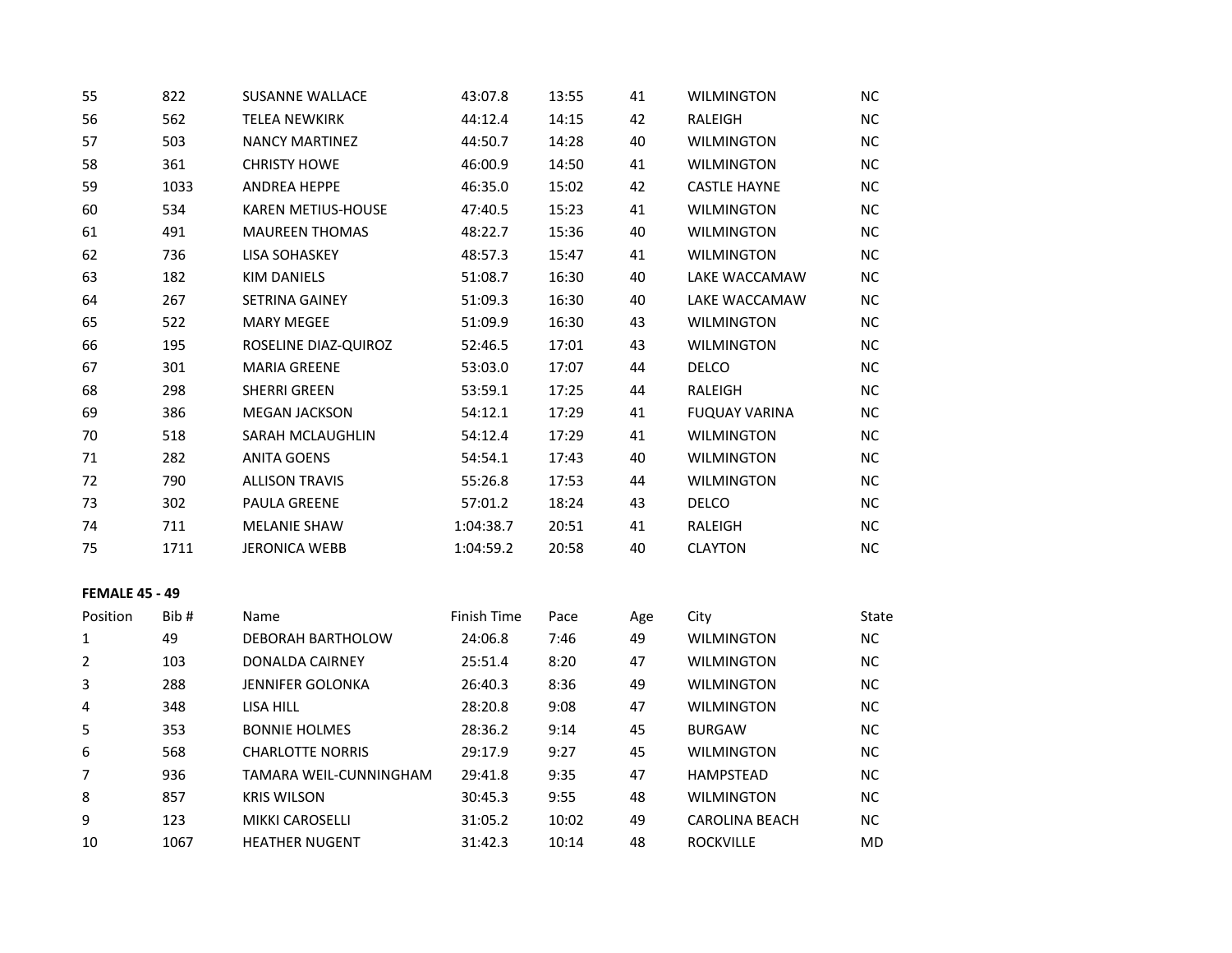| Position | Bib # | Name | Finish Time | Pace | Age | City | State |
|---|---|---|---|---|---|---|---|
| 55 | 822 | SUSANNE WALLACE | 43:07.8 | 13:55 | 41 | WILMINGTON | NC |
| 56 | 562 | TELEA NEWKIRK | 44:12.4 | 14:15 | 42 | RALEIGH | NC |
| 57 | 503 | NANCY MARTINEZ | 44:50.7 | 14:28 | 40 | WILMINGTON | NC |
| 58 | 361 | CHRISTY HOWE | 46:00.9 | 14:50 | 41 | WILMINGTON | NC |
| 59 | 1033 | ANDREA HEPPE | 46:35.0 | 15:02 | 42 | CASTLE HAYNE | NC |
| 60 | 534 | KAREN METIUS-HOUSE | 47:40.5 | 15:23 | 41 | WILMINGTON | NC |
| 61 | 491 | MAUREEN THOMAS | 48:22.7 | 15:36 | 40 | WILMINGTON | NC |
| 62 | 736 | LISA SOHASKEY | 48:57.3 | 15:47 | 41 | WILMINGTON | NC |
| 63 | 182 | KIM DANIELS | 51:08.7 | 16:30 | 40 | LAKE WACCAMAW | NC |
| 64 | 267 | SETRINA GAINEY | 51:09.3 | 16:30 | 40 | LAKE WACCAMAW | NC |
| 65 | 522 | MARY MEGEE | 51:09.9 | 16:30 | 43 | WILMINGTON | NC |
| 66 | 195 | ROSELINE DIAZ-QUIROZ | 52:46.5 | 17:01 | 43 | WILMINGTON | NC |
| 67 | 301 | MARIA GREENE | 53:03.0 | 17:07 | 44 | DELCO | NC |
| 68 | 298 | SHERRI GREEN | 53:59.1 | 17:25 | 44 | RALEIGH | NC |
| 69 | 386 | MEGAN JACKSON | 54:12.1 | 17:29 | 41 | FUQUAY VARINA | NC |
| 70 | 518 | SARAH MCLAUGHLIN | 54:12.4 | 17:29 | 41 | WILMINGTON | NC |
| 71 | 282 | ANITA GOENS | 54:54.1 | 17:43 | 40 | WILMINGTON | NC |
| 72 | 790 | ALLISON TRAVIS | 55:26.8 | 17:53 | 44 | WILMINGTON | NC |
| 73 | 302 | PAULA GREENE | 57:01.2 | 18:24 | 43 | DELCO | NC |
| 74 | 711 | MELANIE SHAW | 1:04:38.7 | 20:51 | 41 | RALEIGH | NC |
| 75 | 1711 | JERONICA WEBB | 1:04:59.2 | 20:58 | 40 | CLAYTON | NC |

**FEMALE 45 - 49**

| Position | Bib # | Name | Finish Time | Pace | Age | City | State |
|---|---|---|---|---|---|---|---|
| 1 | 49 | DEBORAH BARTHOLOW | 24:06.8 | 7:46 | 49 | WILMINGTON | NC |
| 2 | 103 | DONALDA CAIRNEY | 25:51.4 | 8:20 | 47 | WILMINGTON | NC |
| 3 | 288 | JENNIFER GOLONKA | 26:40.3 | 8:36 | 49 | WILMINGTON | NC |
| 4 | 348 | LISA HILL | 28:20.8 | 9:08 | 47 | WILMINGTON | NC |
| 5 | 353 | BONNIE HOLMES | 28:36.2 | 9:14 | 45 | BURGAW | NC |
| 6 | 568 | CHARLOTTE NORRIS | 29:17.9 | 9:27 | 45 | WILMINGTON | NC |
| 7 | 936 | TAMARA WEIL-CUNNINGHAM | 29:41.8 | 9:35 | 47 | HAMPSTEAD | NC |
| 8 | 857 | KRIS WILSON | 30:45.3 | 9:55 | 48 | WILMINGTON | NC |
| 9 | 123 | MIKKI CAROSELLI | 31:05.2 | 10:02 | 49 | CAROLINA BEACH | NC |
| 10 | 1067 | HEATHER NUGENT | 31:42.3 | 10:14 | 48 | ROCKVILLE | MD |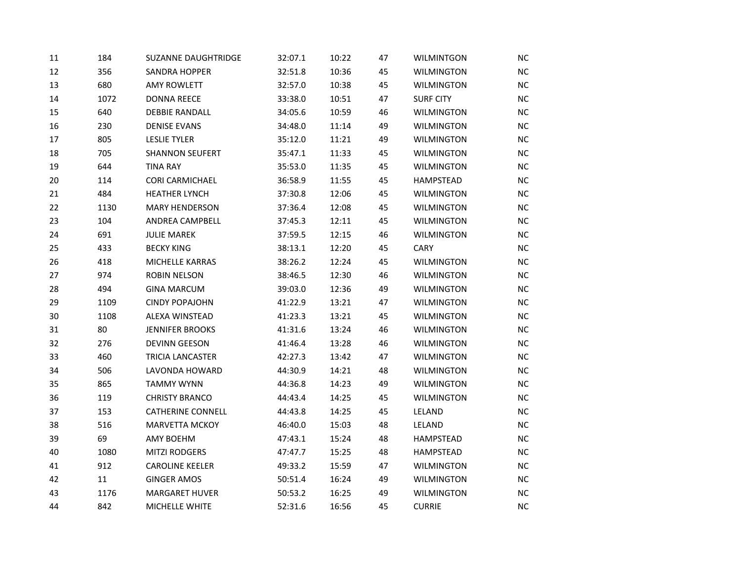| | | | | | | | |
|---|---|---|---|---|---|---|---|
| 11 | 184 | SUZANNE DAUGHTRIDGE | 32:07.1 | 10:22 | 47 | WILMINTGON | NC |
| 12 | 356 | SANDRA HOPPER | 32:51.8 | 10:36 | 45 | WILMINGTON | NC |
| 13 | 680 | AMY ROWLETT | 32:57.0 | 10:38 | 45 | WILMINGTON | NC |
| 14 | 1072 | DONNA REECE | 33:38.0 | 10:51 | 47 | SURF CITY | NC |
| 15 | 640 | DEBBIE RANDALL | 34:05.6 | 10:59 | 46 | WILMINGTON | NC |
| 16 | 230 | DENISE EVANS | 34:48.0 | 11:14 | 49 | WILMINGTON | NC |
| 17 | 805 | LESLIE TYLER | 35:12.0 | 11:21 | 49 | WILMINGTON | NC |
| 18 | 705 | SHANNON SEUFERT | 35:47.1 | 11:33 | 45 | WILMINGTON | NC |
| 19 | 644 | TINA RAY | 35:53.0 | 11:35 | 45 | WILMINGTON | NC |
| 20 | 114 | CORI CARMICHAEL | 36:58.9 | 11:55 | 45 | HAMPSTEAD | NC |
| 21 | 484 | HEATHER LYNCH | 37:30.8 | 12:06 | 45 | WILMINGTON | NC |
| 22 | 1130 | MARY HENDERSON | 37:36.4 | 12:08 | 45 | WILMINGTON | NC |
| 23 | 104 | ANDREA CAMPBELL | 37:45.3 | 12:11 | 45 | WILMINGTON | NC |
| 24 | 691 | JULIE MAREK | 37:59.5 | 12:15 | 46 | WILMINGTON | NC |
| 25 | 433 | BECKY KING | 38:13.1 | 12:20 | 45 | CARY | NC |
| 26 | 418 | MICHELLE KARRAS | 38:26.2 | 12:24 | 45 | WILMINGTON | NC |
| 27 | 974 | ROBIN NELSON | 38:46.5 | 12:30 | 46 | WILMINGTON | NC |
| 28 | 494 | GINA MARCUM | 39:03.0 | 12:36 | 49 | WILMINGTON | NC |
| 29 | 1109 | CINDY POPAJOHN | 41:22.9 | 13:21 | 47 | WILMINGTON | NC |
| 30 | 1108 | ALEXA WINSTEAD | 41:23.3 | 13:21 | 45 | WILMINGTON | NC |
| 31 | 80 | JENNIFER BROOKS | 41:31.6 | 13:24 | 46 | WILMINGTON | NC |
| 32 | 276 | DEVINN GEESON | 41:46.4 | 13:28 | 46 | WILMINGTON | NC |
| 33 | 460 | TRICIA LANCASTER | 42:27.3 | 13:42 | 47 | WILMINGTON | NC |
| 34 | 506 | LAVONDA HOWARD | 44:30.9 | 14:21 | 48 | WILMINGTON | NC |
| 35 | 865 | TAMMY WYNN | 44:36.8 | 14:23 | 49 | WILMINGTON | NC |
| 36 | 119 | CHRISTY BRANCO | 44:43.4 | 14:25 | 45 | WILMINGTON | NC |
| 37 | 153 | CATHERINE CONNELL | 44:43.8 | 14:25 | 45 | LELAND | NC |
| 38 | 516 | MARVETTA MCKOY | 46:40.0 | 15:03 | 48 | LELAND | NC |
| 39 | 69 | AMY BOEHM | 47:43.1 | 15:24 | 48 | HAMPSTEAD | NC |
| 40 | 1080 | MITZI RODGERS | 47:47.7 | 15:25 | 48 | HAMPSTEAD | NC |
| 41 | 912 | CAROLINE KEELER | 49:33.2 | 15:59 | 47 | WILMINGTON | NC |
| 42 | 11 | GINGER AMOS | 50:51.4 | 16:24 | 49 | WILMINGTON | NC |
| 43 | 1176 | MARGARET HUVER | 50:53.2 | 16:25 | 49 | WILMINGTON | NC |
| 44 | 842 | MICHELLE WHITE | 52:31.6 | 16:56 | 45 | CURRIE | NC |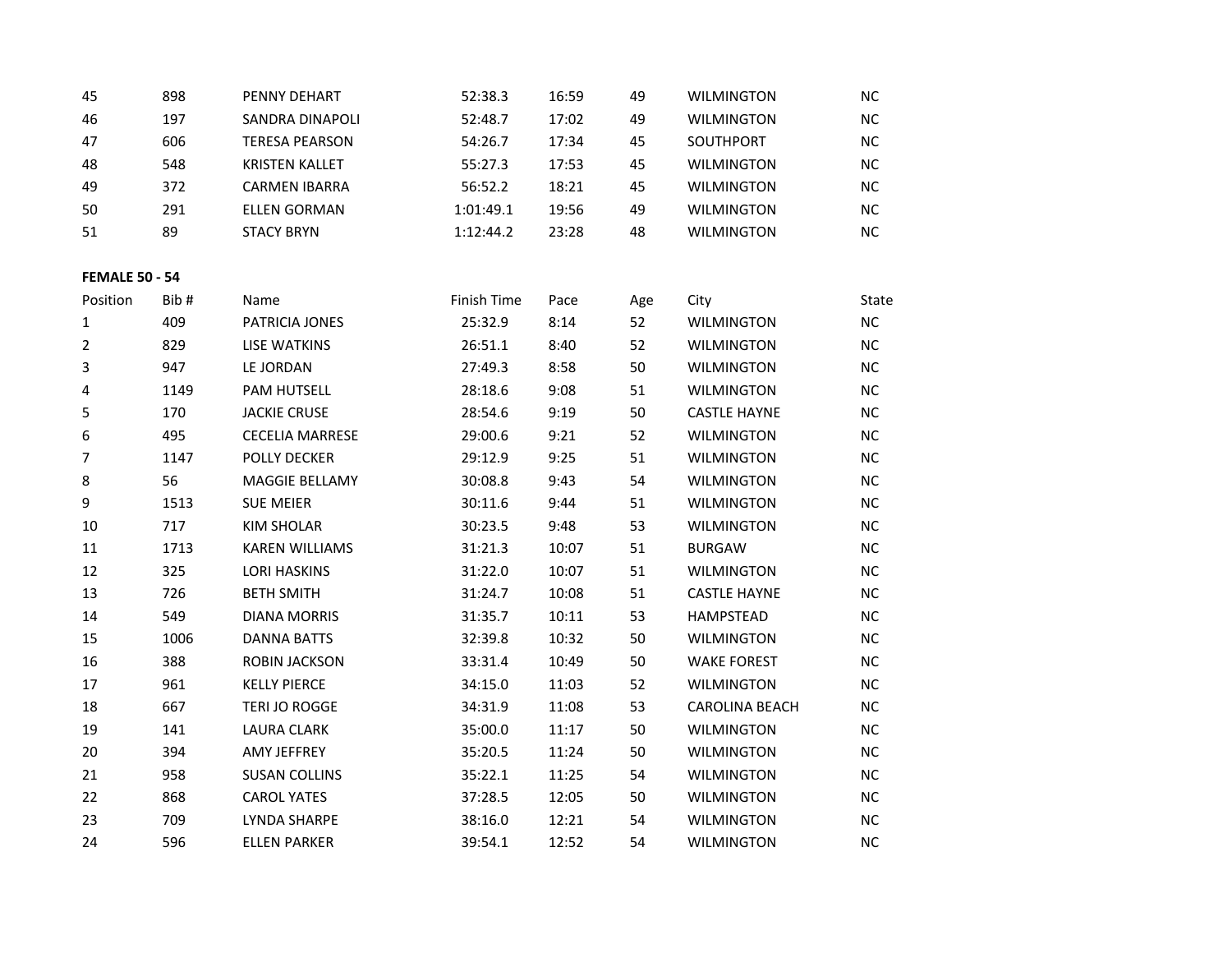| | | | | | | | |
|---|---|---|---|---|---|---|---|
| 45 | 898 | PENNY DEHART | 52:38.3 | 16:59 | 49 | WILMINGTON | NC |
| 46 | 197 | SANDRA DINAPOLI | 52:48.7 | 17:02 | 49 | WILMINGTON | NC |
| 47 | 606 | TERESA PEARSON | 54:26.7 | 17:34 | 45 | SOUTHPORT | NC |
| 48 | 548 | KRISTEN KALLET | 55:27.3 | 17:53 | 45 | WILMINGTON | NC |
| 49 | 372 | CARMEN IBARRA | 56:52.2 | 18:21 | 45 | WILMINGTON | NC |
| 50 | 291 | ELLEN GORMAN | 1:01:49.1 | 19:56 | 49 | WILMINGTON | NC |
| 51 | 89 | STACY BRYN | 1:12:44.2 | 23:28 | 48 | WILMINGTON | NC |

**FEMALE 50 - 54**

| Position | Bib # | Name | Finish Time | Pace | Age | City | State |
|---|---|---|---|---|---|---|---|
| 1 | 409 | PATRICIA JONES | 25:32.9 | 8:14 | 52 | WILMINGTON | NC |
| 2 | 829 | LISE WATKINS | 26:51.1 | 8:40 | 52 | WILMINGTON | NC |
| 3 | 947 | LE JORDAN | 27:49.3 | 8:58 | 50 | WILMINGTON | NC |
| 4 | 1149 | PAM HUTSELL | 28:18.6 | 9:08 | 51 | WILMINGTON | NC |
| 5 | 170 | JACKIE CRUSE | 28:54.6 | 9:19 | 50 | CASTLE HAYNE | NC |
| 6 | 495 | CECELIA MARRESE | 29:00.6 | 9:21 | 52 | WILMINGTON | NC |
| 7 | 1147 | POLLY DECKER | 29:12.9 | 9:25 | 51 | WILMINGTON | NC |
| 8 | 56 | MAGGIE BELLAMY | 30:08.8 | 9:43 | 54 | WILMINGTON | NC |
| 9 | 1513 | SUE MEIER | 30:11.6 | 9:44 | 51 | WILMINGTON | NC |
| 10 | 717 | KIM SHOLAR | 30:23.5 | 9:48 | 53 | WILMINGTON | NC |
| 11 | 1713 | KAREN WILLIAMS | 31:21.3 | 10:07 | 51 | BURGAW | NC |
| 12 | 325 | LORI HASKINS | 31:22.0 | 10:07 | 51 | WILMINGTON | NC |
| 13 | 726 | BETH SMITH | 31:24.7 | 10:08 | 51 | CASTLE HAYNE | NC |
| 14 | 549 | DIANA MORRIS | 31:35.7 | 10:11 | 53 | HAMPSTEAD | NC |
| 15 | 1006 | DANNA BATTS | 32:39.8 | 10:32 | 50 | WILMINGTON | NC |
| 16 | 388 | ROBIN JACKSON | 33:31.4 | 10:49 | 50 | WAKE FOREST | NC |
| 17 | 961 | KELLY PIERCE | 34:15.0 | 11:03 | 52 | WILMINGTON | NC |
| 18 | 667 | TERI JO ROGGE | 34:31.9 | 11:08 | 53 | CAROLINA BEACH | NC |
| 19 | 141 | LAURA CLARK | 35:00.0 | 11:17 | 50 | WILMINGTON | NC |
| 20 | 394 | AMY JEFFREY | 35:20.5 | 11:24 | 50 | WILMINGTON | NC |
| 21 | 958 | SUSAN COLLINS | 35:22.1 | 11:25 | 54 | WILMINGTON | NC |
| 22 | 868 | CAROL YATES | 37:28.5 | 12:05 | 50 | WILMINGTON | NC |
| 23 | 709 | LYNDA SHARPE | 38:16.0 | 12:21 | 54 | WILMINGTON | NC |
| 24 | 596 | ELLEN PARKER | 39:54.1 | 12:52 | 54 | WILMINGTON | NC |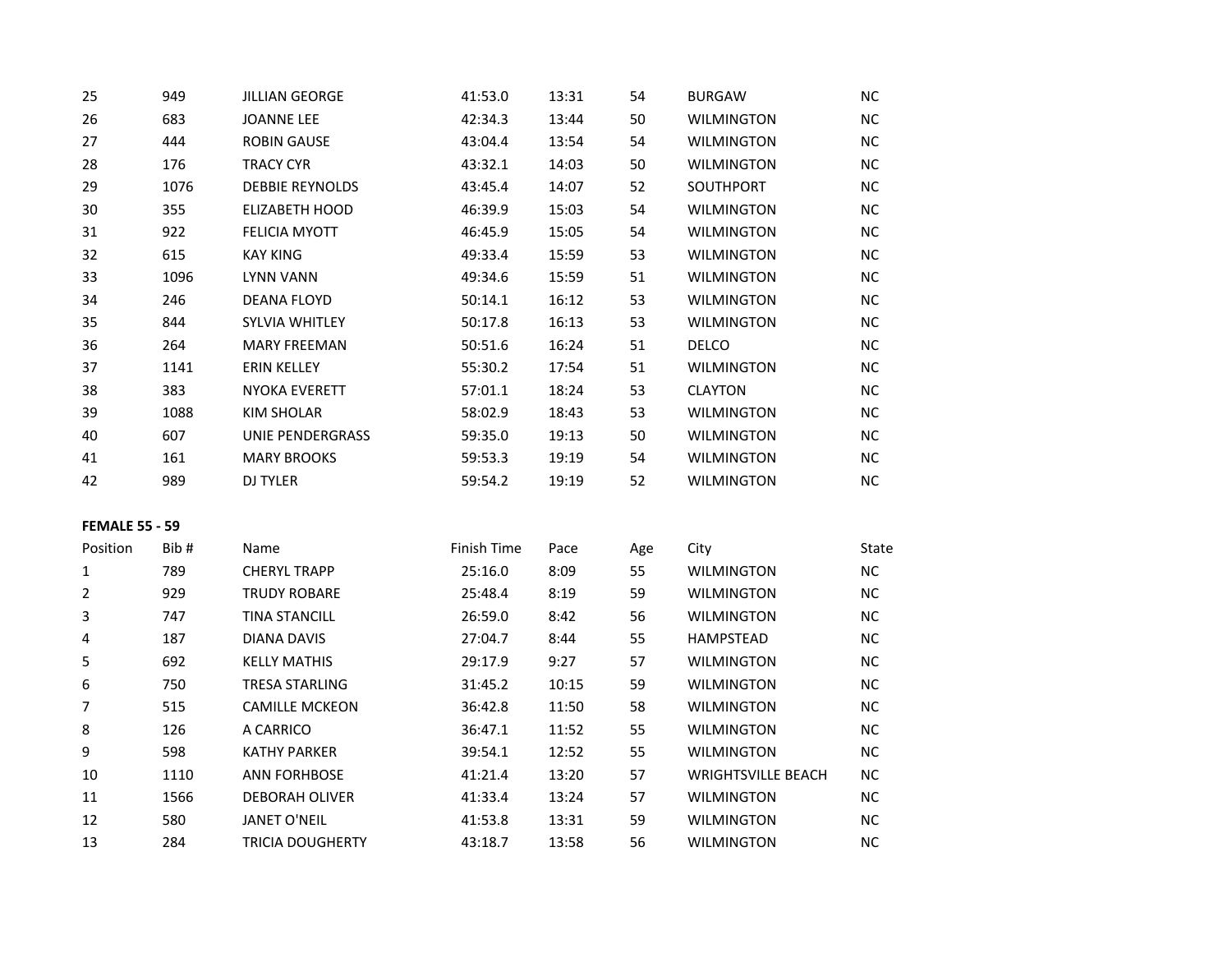| | | | | | | | |
|---|---|---|---|---|---|---|---|
| 25 | 949 | JILLIAN GEORGE | 41:53.0 | 13:31 | 54 | BURGAW | NC |
| 26 | 683 | JOANNE LEE | 42:34.3 | 13:44 | 50 | WILMINGTON | NC |
| 27 | 444 | ROBIN GAUSE | 43:04.4 | 13:54 | 54 | WILMINGTON | NC |
| 28 | 176 | TRACY CYR | 43:32.1 | 14:03 | 50 | WILMINGTON | NC |
| 29 | 1076 | DEBBIE REYNOLDS | 43:45.4 | 14:07 | 52 | SOUTHPORT | NC |
| 30 | 355 | ELIZABETH HOOD | 46:39.9 | 15:03 | 54 | WILMINGTON | NC |
| 31 | 922 | FELICIA MYOTT | 46:45.9 | 15:05 | 54 | WILMINGTON | NC |
| 32 | 615 | KAY KING | 49:33.4 | 15:59 | 53 | WILMINGTON | NC |
| 33 | 1096 | LYNN VANN | 49:34.6 | 15:59 | 51 | WILMINGTON | NC |
| 34 | 246 | DEANA FLOYD | 50:14.1 | 16:12 | 53 | WILMINGTON | NC |
| 35 | 844 | SYLVIA WHITLEY | 50:17.8 | 16:13 | 53 | WILMINGTON | NC |
| 36 | 264 | MARY FREEMAN | 50:51.6 | 16:24 | 51 | DELCO | NC |
| 37 | 1141 | ERIN KELLEY | 55:30.2 | 17:54 | 51 | WILMINGTON | NC |
| 38 | 383 | NYOKA EVERETT | 57:01.1 | 18:24 | 53 | CLAYTON | NC |
| 39 | 1088 | KIM SHOLAR | 58:02.9 | 18:43 | 53 | WILMINGTON | NC |
| 40 | 607 | UNIE PENDERGRASS | 59:35.0 | 19:13 | 50 | WILMINGTON | NC |
| 41 | 161 | MARY BROOKS | 59:53.3 | 19:19 | 54 | WILMINGTON | NC |
| 42 | 989 | DJ TYLER | 59:54.2 | 19:19 | 52 | WILMINGTON | NC |

**FEMALE 55 - 59**

| Position | Bib # | Name | Finish Time | Pace | Age | City | State |
|---|---|---|---|---|---|---|---|
| 1 | 789 | CHERYL TRAPP | 25:16.0 | 8:09 | 55 | WILMINGTON | NC |
| 2 | 929 | TRUDY ROBARE | 25:48.4 | 8:19 | 59 | WILMINGTON | NC |
| 3 | 747 | TINA STANCILL | 26:59.0 | 8:42 | 56 | WILMINGTON | NC |
| 4 | 187 | DIANA DAVIS | 27:04.7 | 8:44 | 55 | HAMPSTEAD | NC |
| 5 | 692 | KELLY MATHIS | 29:17.9 | 9:27 | 57 | WILMINGTON | NC |
| 6 | 750 | TRESA STARLING | 31:45.2 | 10:15 | 59 | WILMINGTON | NC |
| 7 | 515 | CAMILLE MCKEON | 36:42.8 | 11:50 | 58 | WILMINGTON | NC |
| 8 | 126 | A CARRICO | 36:47.1 | 11:52 | 55 | WILMINGTON | NC |
| 9 | 598 | KATHY PARKER | 39:54.1 | 12:52 | 55 | WILMINGTON | NC |
| 10 | 1110 | ANN FORHBOSE | 41:21.4 | 13:20 | 57 | WRIGHTSVILLE BEACH | NC |
| 11 | 1566 | DEBORAH OLIVER | 41:33.4 | 13:24 | 57 | WILMINGTON | NC |
| 12 | 580 | JANET O'NEIL | 41:53.8 | 13:31 | 59 | WILMINGTON | NC |
| 13 | 284 | TRICIA DOUGHERTY | 43:18.7 | 13:58 | 56 | WILMINGTON | NC |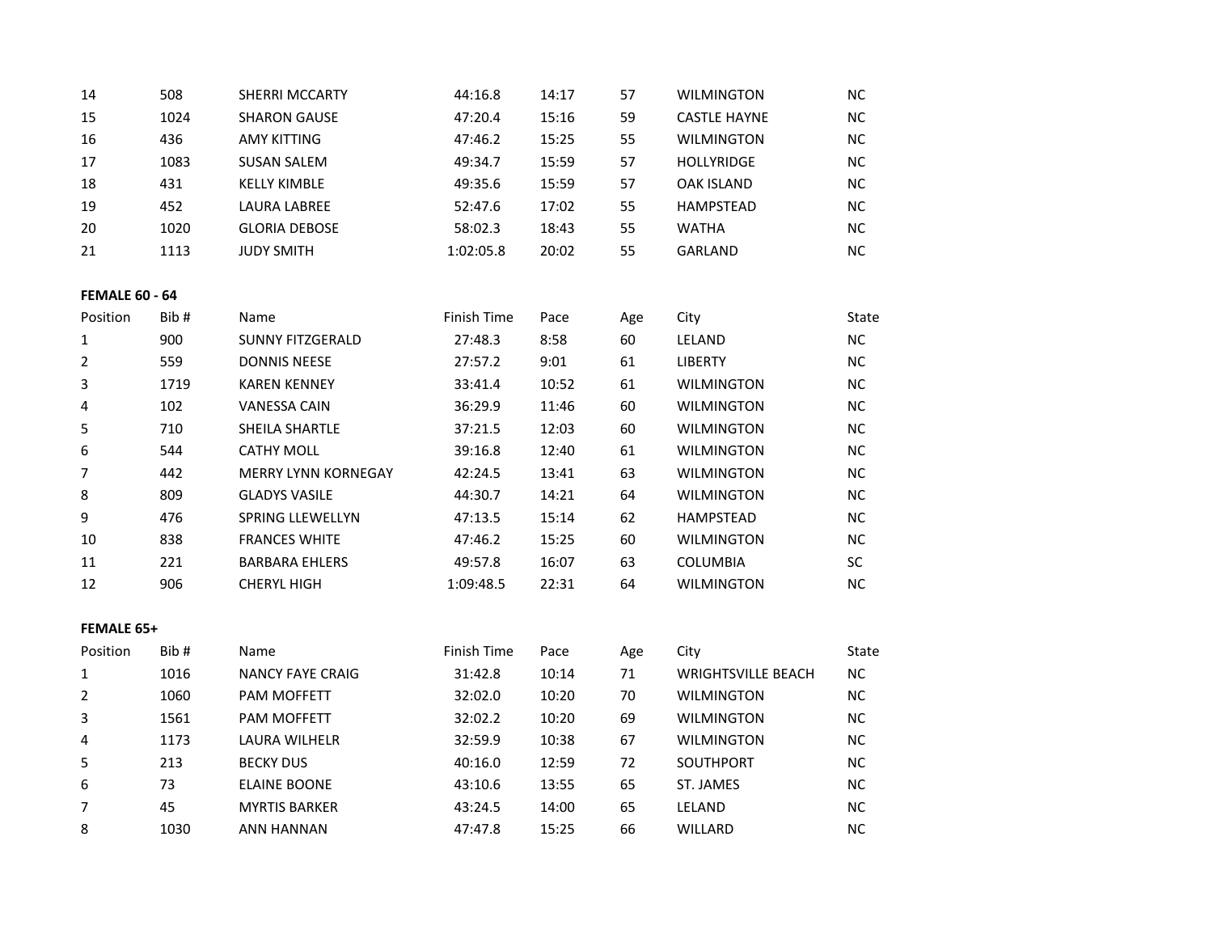| | | | | | | | |
|---|---|---|---|---|---|---|---|
| 14 | 508 | SHERRI MCCARTY | 44:16.8 | 14:17 | 57 | WILMINGTON | NC |
| 15 | 1024 | SHARON GAUSE | 47:20.4 | 15:16 | 59 | CASTLE HAYNE | NC |
| 16 | 436 | AMY KITTING | 47:46.2 | 15:25 | 55 | WILMINGTON | NC |
| 17 | 1083 | SUSAN SALEM | 49:34.7 | 15:59 | 57 | HOLLYRIDGE | NC |
| 18 | 431 | KELLY KIMBLE | 49:35.6 | 15:59 | 57 | OAK ISLAND | NC |
| 19 | 452 | LAURA LABREE | 52:47.6 | 17:02 | 55 | HAMPSTEAD | NC |
| 20 | 1020 | GLORIA DEBOSE | 58:02.3 | 18:43 | 55 | WATHA | NC |
| 21 | 1113 | JUDY SMITH | 1:02:05.8 | 20:02 | 55 | GARLAND | NC |

**FEMALE 60 - 64**

| Position | Bib # | Name | Finish Time | Pace | Age | City | State |
|---|---|---|---|---|---|---|---|
| 1 | 900 | SUNNY FITZGERALD | 27:48.3 | 8:58 | 60 | LELAND | NC |
| 2 | 559 | DONNIS NEESE | 27:57.2 | 9:01 | 61 | LIBERTY | NC |
| 3 | 1719 | KAREN KENNEY | 33:41.4 | 10:52 | 61 | WILMINGTON | NC |
| 4 | 102 | VANESSA CAIN | 36:29.9 | 11:46 | 60 | WILMINGTON | NC |
| 5 | 710 | SHEILA SHARTLE | 37:21.5 | 12:03 | 60 | WILMINGTON | NC |
| 6 | 544 | CATHY MOLL | 39:16.8 | 12:40 | 61 | WILMINGTON | NC |
| 7 | 442 | MERRY LYNN KORNEGAY | 42:24.5 | 13:41 | 63 | WILMINGTON | NC |
| 8 | 809 | GLADYS VASILE | 44:30.7 | 14:21 | 64 | WILMINGTON | NC |
| 9 | 476 | SPRING LLEWELLYN | 47:13.5 | 15:14 | 62 | HAMPSTEAD | NC |
| 10 | 838 | FRANCES WHITE | 47:46.2 | 15:25 | 60 | WILMINGTON | NC |
| 11 | 221 | BARBARA EHLERS | 49:57.8 | 16:07 | 63 | COLUMBIA | SC |
| 12 | 906 | CHERYL HIGH | 1:09:48.5 | 22:31 | 64 | WILMINGTON | NC |

**FEMALE 65+**

| Position | Bib # | Name | Finish Time | Pace | Age | City | State |
|---|---|---|---|---|---|---|---|
| 1 | 1016 | NANCY FAYE CRAIG | 31:42.8 | 10:14 | 71 | WRIGHTSVILLE BEACH | NC |
| 2 | 1060 | PAM MOFFETT | 32:02.0 | 10:20 | 70 | WILMINGTON | NC |
| 3 | 1561 | PAM MOFFETT | 32:02.2 | 10:20 | 69 | WILMINGTON | NC |
| 4 | 1173 | LAURA WILHELR | 32:59.9 | 10:38 | 67 | WILMINGTON | NC |
| 5 | 213 | BECKY DUS | 40:16.0 | 12:59 | 72 | SOUTHPORT | NC |
| 6 | 73 | ELAINE BOONE | 43:10.6 | 13:55 | 65 | ST. JAMES | NC |
| 7 | 45 | MYRTIS BARKER | 43:24.5 | 14:00 | 65 | LELAND | NC |
| 8 | 1030 | ANN HANNAN | 47:47.8 | 15:25 | 66 | WILLARD | NC |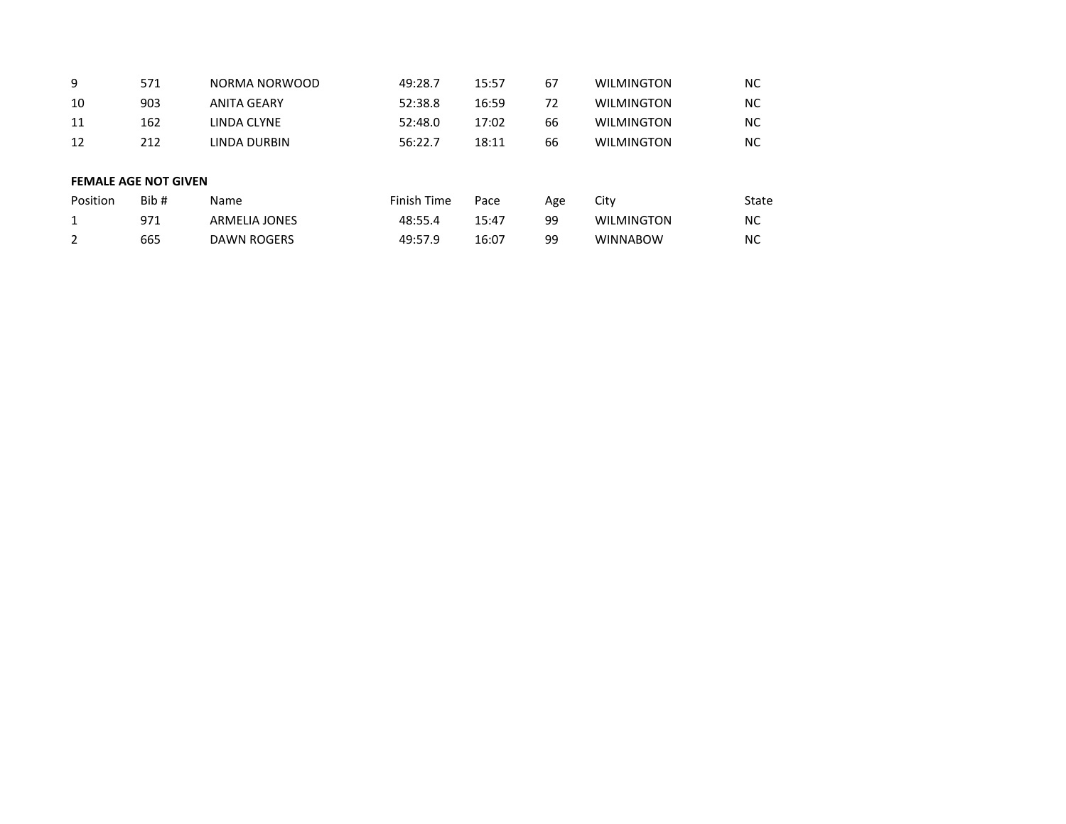| | | | | | | | |
|---|---|---|---|---|---|---|---|
| 9 | 571 | NORMA NORWOOD | 49:28.7 | 15:57 | 67 | WILMINGTON | NC |
| 10 | 903 | ANITA GEARY | 52:38.8 | 16:59 | 72 | WILMINGTON | NC |
| 11 | 162 | LINDA CLYNE | 52:48.0 | 17:02 | 66 | WILMINGTON | NC |
| 12 | 212 | LINDA DURBIN | 56:22.7 | 18:11 | 66 | WILMINGTON | NC |

**FEMALE AGE NOT GIVEN**

| Position | Bib # | Name | Finish Time | Pace | Age | City | State |
|---|---|---|---|---|---|---|---|
| 1 | 971 | ARMELIA JONES | 48:55.4 | 15:47 | 99 | WILMINGTON | NC |
| 2 | 665 | DAWN ROGERS | 49:57.9 | 16:07 | 99 | WINNABOW | NC |